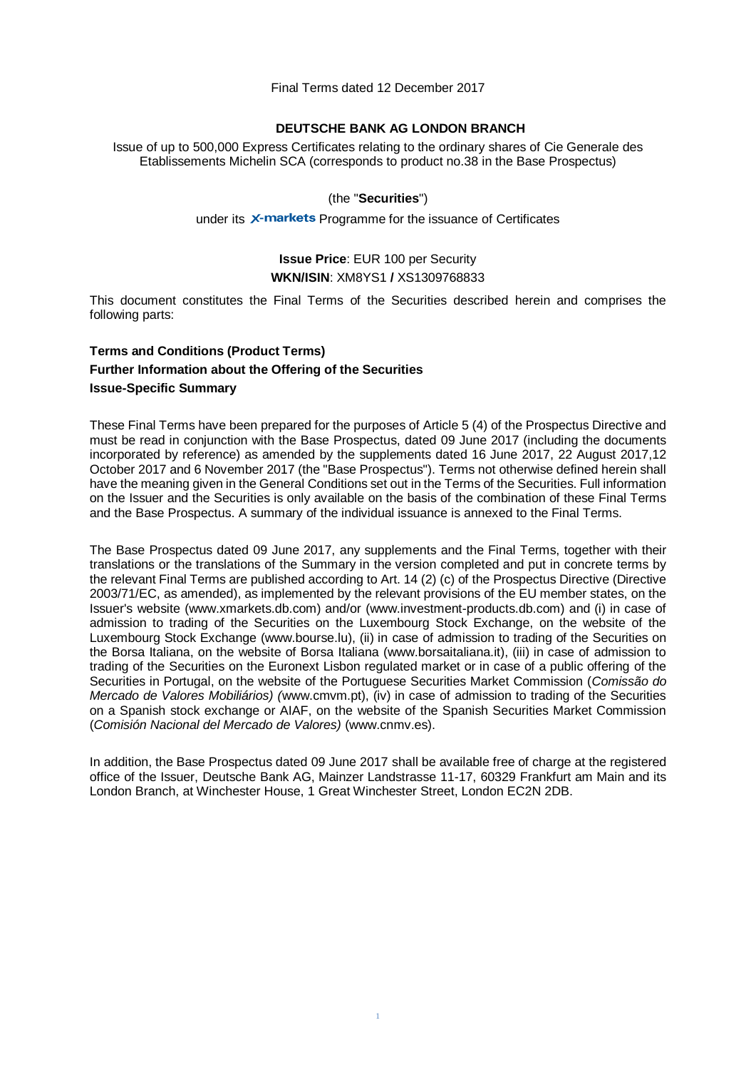Final Terms dated 12 December 2017

**DEUTSCHE BANK AG LONDON BRANCH**

Issue of up to 500,000 Express Certificates relating to the ordinary shares of Cie Generale des Etablissements Michelin SCA (corresponds to product no.38 in the Base Prospectus)

(the "**Securities**")

under its X-markets Programme for the issuance of Certificates

**Issue Price**: EUR 100 per Security

**WKN/ISIN**: XM8YS1 **/** XS1309768833

This document constitutes the Final Terms of the Securities described herein and comprises the following parts:

**Terms and Conditions (Product Terms)**

**Further Information about the Offering of the Securities**

**Issue-Specific Summary**

These Final Terms have been prepared for the purposes of Article 5 (4) of the Prospectus Directive and must be read in conjunction with the Base Prospectus, dated 09 June 2017 (including the documents incorporated by reference) as amended by the supplements dated 16 June 2017, 22 August 2017,12 October 2017 and 6 November 2017 (the "Base Prospectus"). Terms not otherwise defined herein shall have the meaning given in the General Conditions set out in the Terms of the Securities. Full information on the Issuer and the Securities is only available on the basis of the combination of these Final Terms and the Base Prospectus. A summary of the individual issuance is annexed to the Final Terms.

The Base Prospectus dated 09 June 2017, any supplements and the Final Terms, together with their translations or the translations of the Summary in the version completed and put in concrete terms by the relevant Final Terms are published according to Art. 14 (2) (c) of the Prospectus Directive (Directive 2003/71/EC, as amended), as implemented by the relevant provisions of the EU member states, on the Issuer's website (www.xmarkets.db.com) and/or (www.investment-products.db.com) and (i) in case of admission to trading of the Securities on the Luxembourg Stock Exchange, on the website of the Luxembourg Stock Exchange (www.bourse.lu), (ii) in case of admission to trading of the Securities on the Borsa Italiana, on the website of Borsa Italiana (www.borsaitaliana.it), (iii) in case of admission to trading of the Securities on the Euronext Lisbon regulated market or in case of a public offering of the Securities in Portugal, on the website of the Portuguese Securities Market Commission (*Comissão do Mercado de Valores Mobiliários)* (www.cmvm.pt), (iv) in case of admission to trading of the Securities on a Spanish stock exchange or AIAF, on the website of the Spanish Securities Market Commission (*Comisión Nacional del Mercado de Valores)* (www.cnmv.es).

In addition, the Base Prospectus dated 09 June 2017 shall be available free of charge at the registered office of the Issuer, Deutsche Bank AG, Mainzer Landstrasse 11-17, 60329 Frankfurt am Main and its London Branch, at Winchester House, 1 Great Winchester Street, London EC2N 2DB.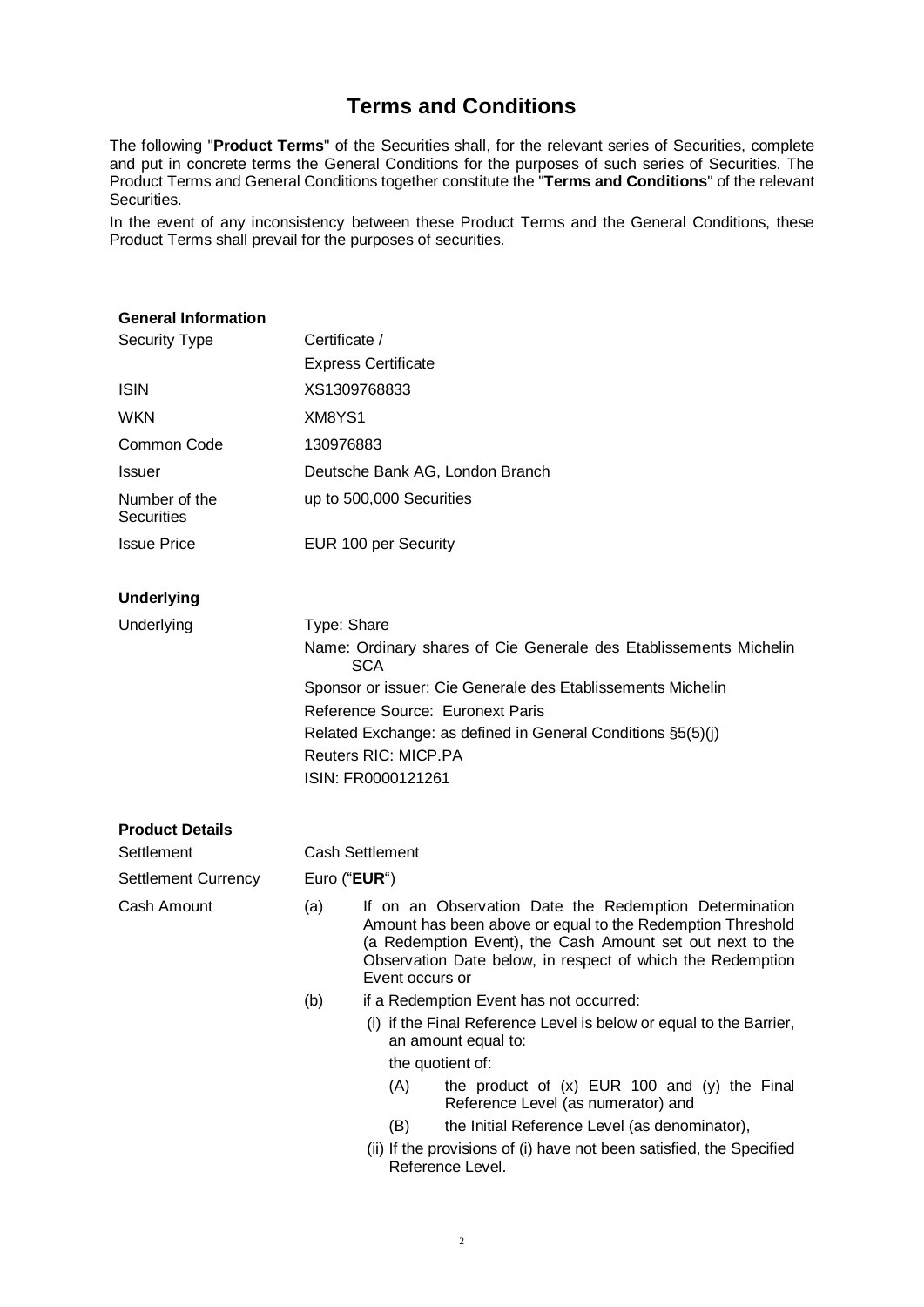# Terms and Conditions

The following "**Product Terms**" of the Securities shall, for the relevant series of Securities, complete and put in concrete terms the General Conditions for the purposes of such series of Securities. The Product Terms and General Conditions together constitute the "**Terms and Conditions**" of the relevant Securities.

In the event of any inconsistency between these Product Terms and the General Conditions, these Product Terms shall prevail for the purposes of securities.

**General Information**

| | |
|---|---|
| Security Type | Certificate / Express Certificate |
| ISIN | XS1309768833 |
| WKN | XM8YS1 |
| Common Code | 130976883 |
| Issuer | Deutsche Bank AG, London Branch |
| Number of the Securities | up to 500,000 Securities |
| Issue Price | EUR 100 per Security |

**Underlying**

| | |
|---|---|
| Underlying | Type: Share<br>Name: Ordinary shares of Cie Generale des Etablissements Michelin SCA<br>Sponsor or issuer: Cie Generale des Etablissements Michelin<br>Reference Source: Euronext Paris<br>Related Exchange: as defined in General Conditions §5(5)(j)<br>Reuters RIC: MICP.PA<br>ISIN: FR0000121261 |

**Product Details**

| | |
|---|---|
| Settlement | Cash Settlement |
| Settlement Currency | Euro ("**EUR**") |

Cash Amount

(a) If on an Observation Date the Redemption Determination Amount has been above or equal to the Redemption Threshold (a Redemption Event), the Cash Amount set out next to the Observation Date below, in respect of which the Redemption Event occurs or

(b) if a Redemption Event has not occurred:

(i) if the Final Reference Level is below or equal to the Barrier, an amount equal to:

the quotient of:

(A) the product of (x) EUR 100 and (y) the Final Reference Level (as numerator) and

(B) the Initial Reference Level (as denominator),

(ii) If the provisions of (i) have not been satisfied, the Specified Reference Level.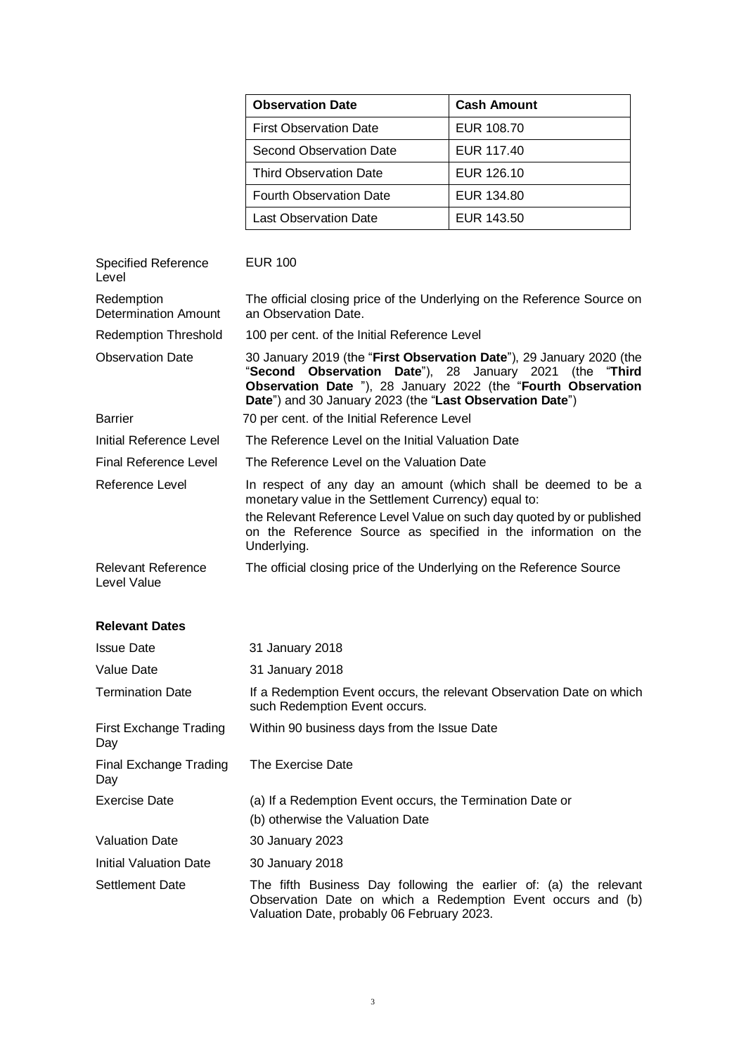| Observation Date | Cash Amount |
|---|---|
| First Observation Date | EUR 108.70 |
| Second Observation Date | EUR 117.40 |
| Third Observation Date | EUR 126.10 |
| Fourth Observation Date | EUR 134.80 |
| Last Observation Date | EUR 143.50 |

| | |
|---|---|
| Specified Reference Level | EUR 100 |
| Redemption Determination Amount | The official closing price of the Underlying on the Reference Source on an Observation Date. |
| Redemption Threshold | 100 per cent. of the Initial Reference Level |
| Observation Date | 30 January 2019 (the "**First Observation Date**"), 29 January 2020 (the "**Second Observation Date**"), 28 January 2021 (the "**Third Observation Date** "), 28 January 2022 (the "**Fourth Observation Date**") and 30 January 2023 (the "**Last Observation Date**") |
| Barrier | 70 per cent. of the Initial Reference Level |
| Initial Reference Level | The Reference Level on the Initial Valuation Date |
| Final Reference Level | The Reference Level on the Valuation Date |
| Reference Level | In respect of any day an amount (which shall be deemed to be a monetary value in the Settlement Currency) equal to:<br>the Relevant Reference Level Value on such day quoted by or published on the Reference Source as specified in the information on the Underlying. |
| Relevant Reference Level Value | The official closing price of the Underlying on the Reference Source |

**Relevant Dates**

| | |
|---|---|
| Issue Date | 31 January 2018 |
| Value Date | 31 January 2018 |
| Termination Date | If a Redemption Event occurs, the relevant Observation Date on which such Redemption Event occurs. |
| First Exchange Trading Day | Within 90 business days from the Issue Date |
| Final Exchange Trading Day | The Exercise Date |
| Exercise Date | (a) If a Redemption Event occurs, the Termination Date or<br>(b) otherwise the Valuation Date |
| Valuation Date | 30 January 2023 |
| Initial Valuation Date | 30 January 2018 |
| Settlement Date | The fifth Business Day following the earlier of: (a) the relevant Observation Date on which a Redemption Event occurs and (b) Valuation Date, probably 06 February 2023. |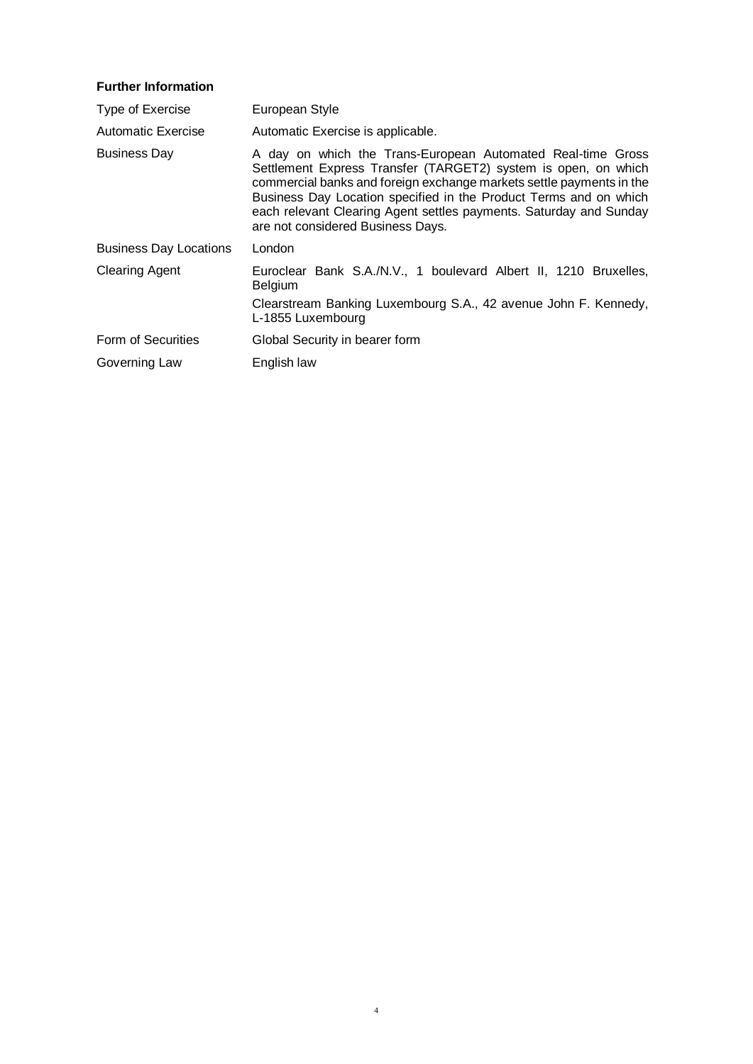**Further Information**

| | |
|---|---|
| Type of Exercise | European Style |
| Automatic Exercise | Automatic Exercise is applicable. |
| Business Day | A day on which the Trans-European Automated Real-time Gross Settlement Express Transfer (TARGET2) system is open, on which commercial banks and foreign exchange markets settle payments in the Business Day Location specified in the Product Terms and on which each relevant Clearing Agent settles payments. Saturday and Sunday are not considered Business Days. |
| Business Day Locations | London |
| Clearing Agent | Euroclear Bank S.A./N.V., 1 boulevard Albert II, 1210 Bruxelles, Belgium<br>Clearstream Banking Luxembourg S.A., 42 avenue John F. Kennedy, L-1855 Luxembourg |
| Form of Securities | Global Security in bearer form |
| Governing Law | English law |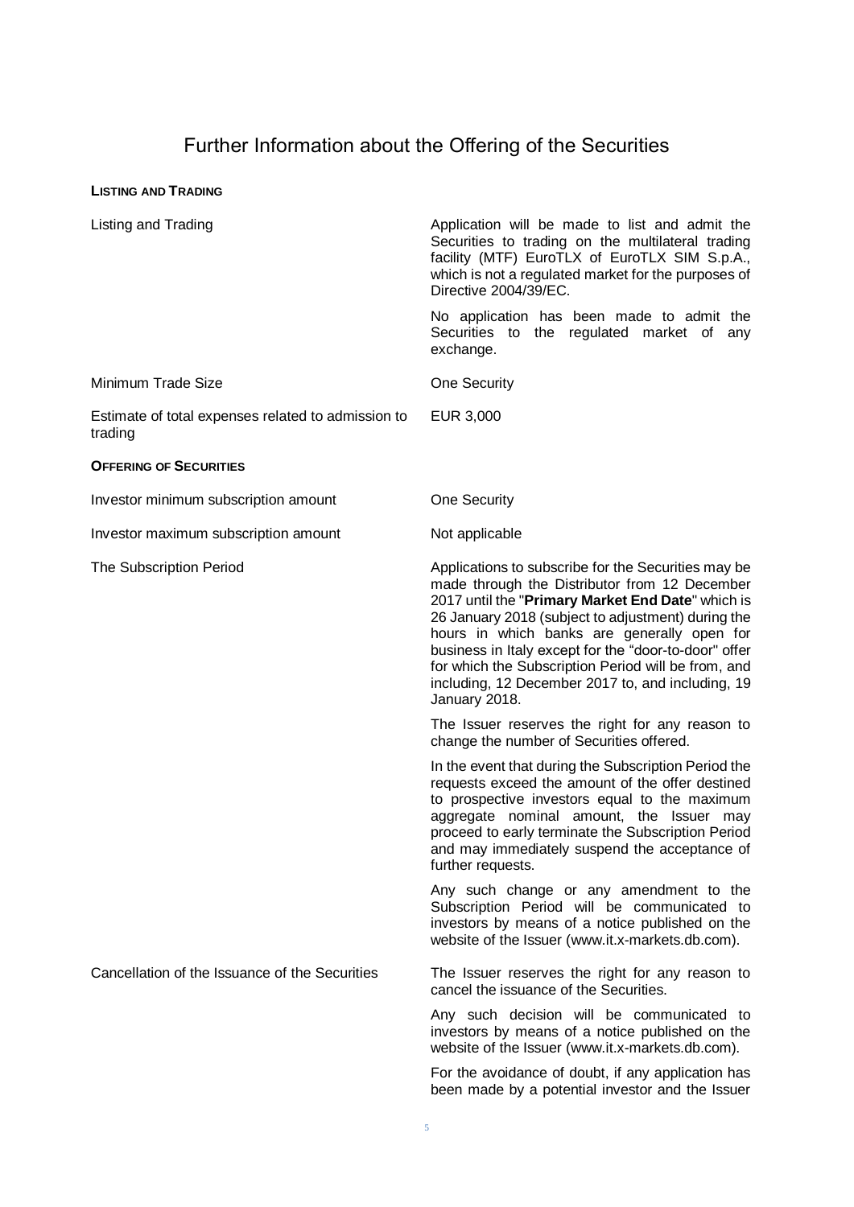# Further Information about the Offering of the Securities

**LISTING AND TRADING**

| | |
|---|---|
| Listing and Trading | Application will be made to list and admit the Securities to trading on the multilateral trading facility (MTF) EuroTLX of EuroTLX SIM S.p.A., which is not a regulated market for the purposes of Directive 2004/39/EC.<br><br>No application has been made to admit the Securities to the regulated market of any exchange. |
| Minimum Trade Size | One Security |
| Estimate of total expenses related to admission to trading | EUR 3,000 |

**OFFERING OF SECURITIES**

| | |
|---|---|
| Investor minimum subscription amount | One Security |
| Investor maximum subscription amount | Not applicable |
| The Subscription Period | Applications to subscribe for the Securities may be made through the Distributor from 12 December 2017 until the "**Primary Market End Date**" which is 26 January 2018 (subject to adjustment) during the hours in which banks are generally open for business in Italy except for the "door-to-door" offer for which the Subscription Period will be from, and including, 12 December 2017 to, and including, 19 January 2018.<br><br>The Issuer reserves the right for any reason to change the number of Securities offered.<br><br>In the event that during the Subscription Period the requests exceed the amount of the offer destined to prospective investors equal to the maximum aggregate nominal amount, the Issuer may proceed to early terminate the Subscription Period and may immediately suspend the acceptance of further requests.<br><br>Any such change or any amendment to the Subscription Period will be communicated to investors by means of a notice published on the website of the Issuer (www.it.x-markets.db.com). |
| Cancellation of the Issuance of the Securities | The Issuer reserves the right for any reason to cancel the issuance of the Securities.<br><br>Any such decision will be communicated to investors by means of a notice published on the website of the Issuer (www.it.x-markets.db.com).<br><br>For the avoidance of doubt, if any application has been made by a potential investor and the Issuer |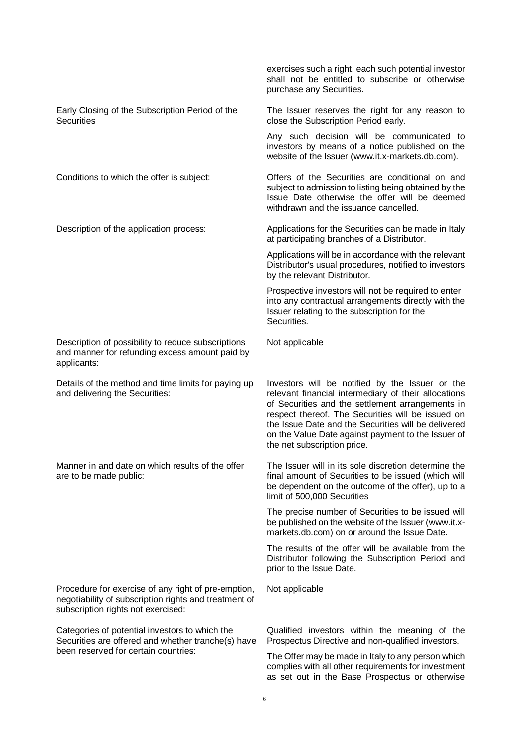| | |
|---|---|
| | exercises such a right, each such potential investor shall not be entitled to subscribe or otherwise purchase any Securities. |
| Early Closing of the Subscription Period of the Securities | The Issuer reserves the right for any reason to close the Subscription Period early.<br><br>Any such decision will be communicated to investors by means of a notice published on the website of the Issuer (www.it.x-markets.db.com). |
| Conditions to which the offer is subject: | Offers of the Securities are conditional on and subject to admission to listing being obtained by the Issue Date otherwise the offer will be deemed withdrawn and the issuance cancelled. |
| Description of the application process: | Applications for the Securities can be made in Italy at participating branches of a Distributor.<br><br>Applications will be in accordance with the relevant Distributor's usual procedures, notified to investors by the relevant Distributor.<br><br>Prospective investors will not be required to enter into any contractual arrangements directly with the Issuer relating to the subscription for the Securities. |
| Description of possibility to reduce subscriptions and manner for refunding excess amount paid by applicants: | Not applicable |
| Details of the method and time limits for paying up and delivering the Securities: | Investors will be notified by the Issuer or the relevant financial intermediary of their allocations of Securities and the settlement arrangements in respect thereof. The Securities will be issued on the Issue Date and the Securities will be delivered on the Value Date against payment to the Issuer of the net subscription price. |
| Manner in and date on which results of the offer are to be made public: | The Issuer will in its sole discretion determine the final amount of Securities to be issued (which will be dependent on the outcome of the offer), up to a limit of 500,000 Securities<br><br>The precise number of Securities to be issued will be published on the website of the Issuer (www.it.x-markets.db.com) on or around the Issue Date.<br><br>The results of the offer will be available from the Distributor following the Subscription Period and prior to the Issue Date. |
| Procedure for exercise of any right of pre-emption, negotiability of subscription rights and treatment of subscription rights not exercised: | Not applicable |
| Categories of potential investors to which the Securities are offered and whether tranche(s) have been reserved for certain countries: | Qualified investors within the meaning of the Prospectus Directive and non-qualified investors.<br><br>The Offer may be made in Italy to any person which complies with all other requirements for investment as set out in the Base Prospectus or otherwise |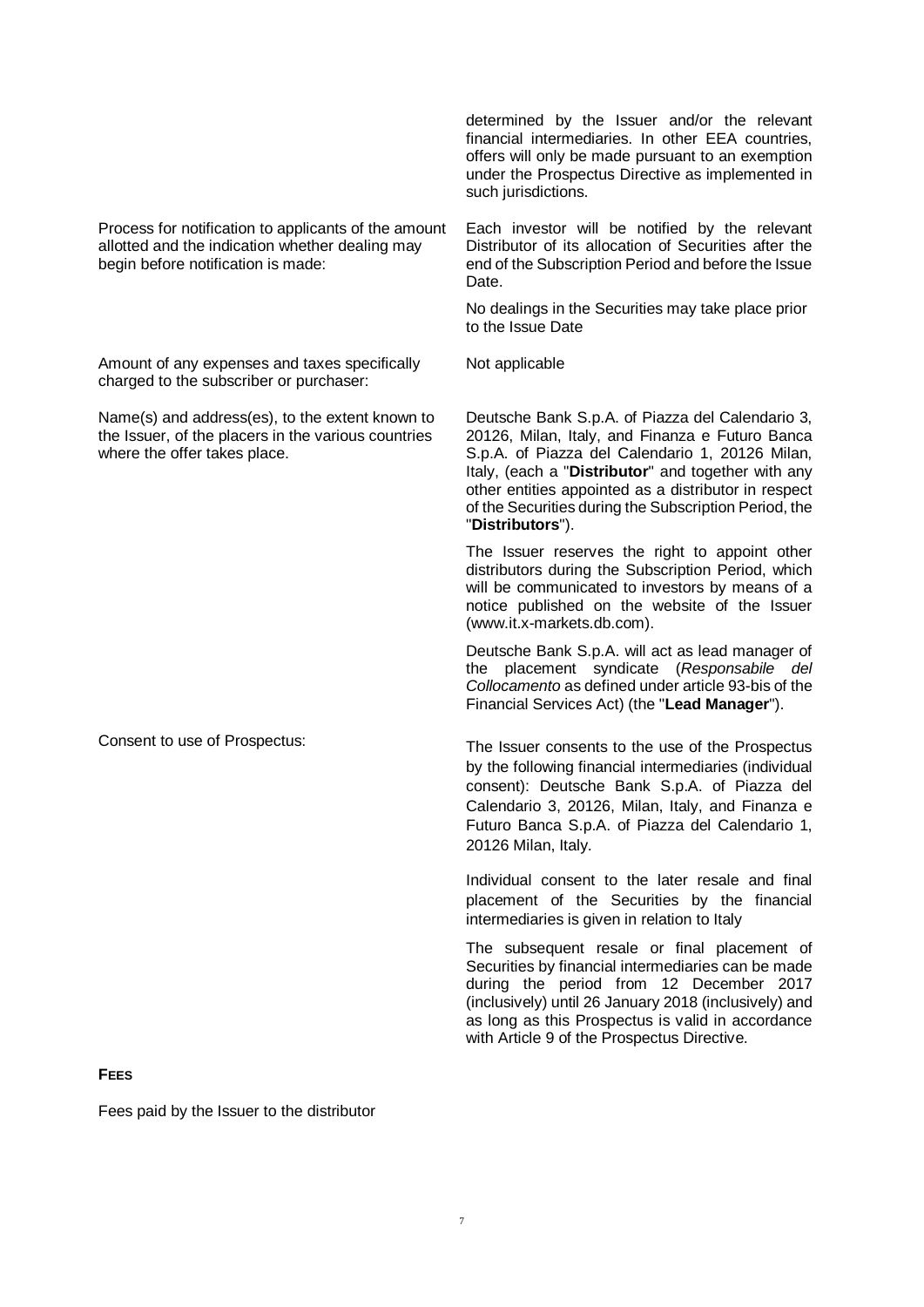| | |
|---|---|
| | determined by the Issuer and/or the relevant financial intermediaries. In other EEA countries, offers will only be made pursuant to an exemption under the Prospectus Directive as implemented in such jurisdictions. |
| Process for notification to applicants of the amount allotted and the indication whether dealing may begin before notification is made: | Each investor will be notified by the relevant Distributor of its allocation of Securities after the end of the Subscription Period and before the Issue Date.<br><br>No dealings in the Securities may take place prior to the Issue Date |
| Amount of any expenses and taxes specifically charged to the subscriber or purchaser: | Not applicable |
| Name(s) and address(es), to the extent known to the Issuer, of the placers in the various countries where the offer takes place. | Deutsche Bank S.p.A. of Piazza del Calendario 3, 20126, Milan, Italy, and Finanza e Futuro Banca S.p.A. of Piazza del Calendario 1, 20126 Milan, Italy, (each a "**Distributor**" and together with any other entities appointed as a distributor in respect of the Securities during the Subscription Period, the "**Distributors**").<br><br>The Issuer reserves the right to appoint other distributors during the Subscription Period, which will be communicated to investors by means of a notice published on the website of the Issuer (www.it.x-markets.db.com).<br><br>Deutsche Bank S.p.A. will act as lead manager of the placement syndicate (*Responsabile del Collocamento* as defined under article 93-bis of the Financial Services Act) (the "**Lead Manager**"). |
| Consent to use of Prospectus: | The Issuer consents to the use of the Prospectus by the following financial intermediaries (individual consent): Deutsche Bank S.p.A. of Piazza del Calendario 3, 20126, Milan, Italy, and Finanza e Futuro Banca S.p.A. of Piazza del Calendario 1, 20126 Milan, Italy.<br><br>Individual consent to the later resale and final placement of the Securities by the financial intermediaries is given in relation to Italy<br><br>The subsequent resale or final placement of Securities by financial intermediaries can be made during the period from 12 December 2017 (inclusively) until 26 January 2018 (inclusively) and as long as this Prospectus is valid in accordance with Article 9 of the Prospectus Directive. |

**FEES**

Fees paid by the Issuer to the distributor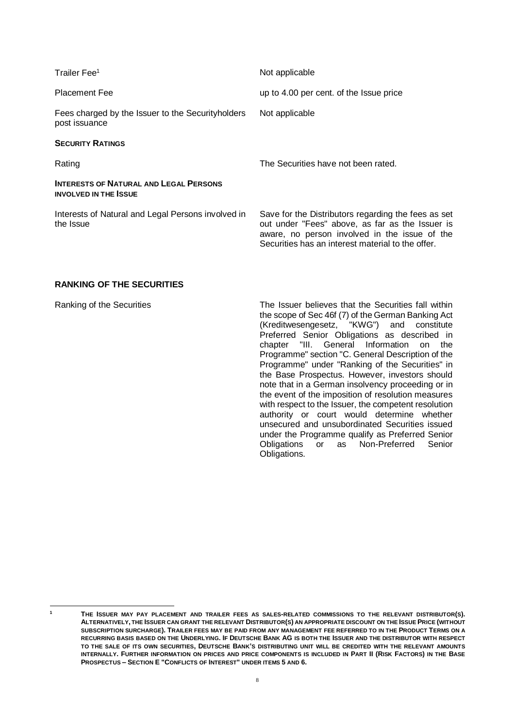| | |
|---|---|
| Trailer Fee[1] | Not applicable |
| Placement Fee | up to 4.00 per cent. of the Issue price |
| Fees charged by the Issuer to the Securityholders post issuance | Not applicable |

**SECURITY RATINGS**

| | |
|---|---|
| Rating | The Securities have not been rated. |

**INTERESTS OF NATURAL AND LEGAL PERSONS INVOLVED IN THE ISSUE**

| | |
|---|---|
| Interests of Natural and Legal Persons involved in the Issue | Save for the Distributors regarding the fees as set out under "Fees" above, as far as the Issuer is aware, no person involved in the issue of the Securities has an interest material to the offer. |

## RANKING OF THE SECURITIES

| | |
|---|---|
| Ranking of the Securities | The Issuer believes that the Securities fall within the scope of Sec 46f (7) of the German Banking Act (Kreditwesengesetz, "KWG") and constitute Preferred Senior Obligations as described in chapter "III. General Information on the Programme" section "C. General Description of the Programme" under "Ranking of the Securities" in the Base Prospectus. However, investors should note that in a German insolvency proceeding or in the event of the imposition of resolution measures with respect to the Issuer, the competent resolution authority or court would determine whether unsecured and unsubordinated Securities issued under the Programme qualify as Preferred Senior Obligations or as Non-Preferred Senior Obligations. |

---

[1] THE ISSUER MAY PAY PLACEMENT AND TRAILER FEES AS SALES-RELATED COMMISSIONS TO THE RELEVANT DISTRIBUTOR(S). ALTERNATIVELY, THE ISSUER CAN GRANT THE RELEVANT DISTRIBUTOR(S) AN APPROPRIATE DISCOUNT ON THE ISSUE PRICE (WITHOUT SUBSCRIPTION SURCHARGE). TRAILER FEES MAY BE PAID FROM ANY MANAGEMENT FEE REFERRED TO IN THE PRODUCT TERMS ON A RECURRING BASIS BASED ON THE UNDERLYING. IF DEUTSCHE BANK AG IS BOTH THE ISSUER AND THE DISTRIBUTOR WITH RESPECT TO THE SALE OF ITS OWN SECURITIES, DEUTSCHE BANK'S DISTRIBUTING UNIT WILL BE CREDITED WITH THE RELEVANT AMOUNTS INTERNALLY. FURTHER INFORMATION ON PRICES AND PRICE COMPONENTS IS INCLUDED IN PART II (RISK FACTORS) IN THE BASE PROSPECTUS – SECTION E "CONFLICTS OF INTEREST" UNDER ITEMS 5 AND 6.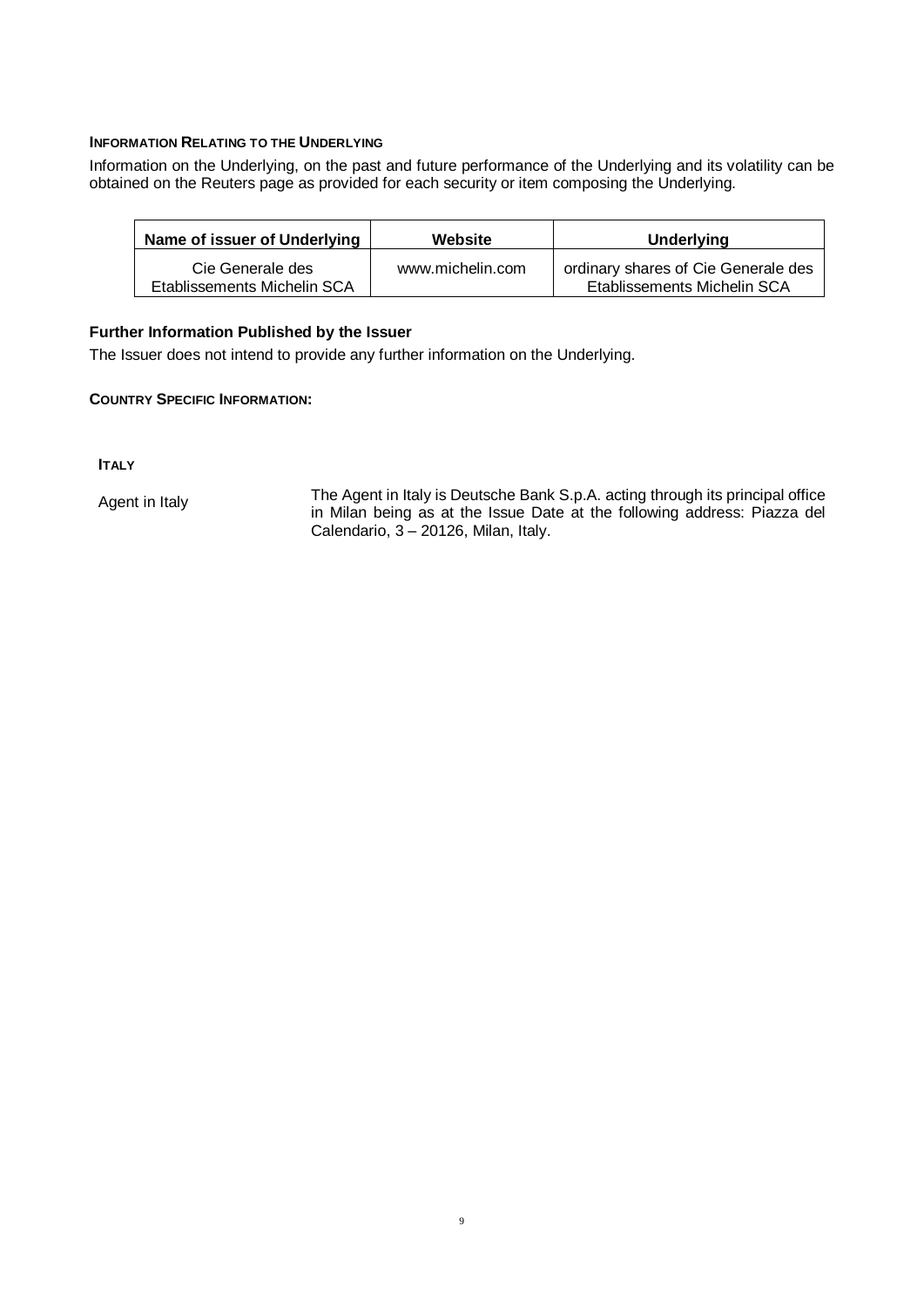**INFORMATION RELATING TO THE UNDERLYING**

Information on the Underlying, on the past and future performance of the Underlying and its volatility can be obtained on the Reuters page as provided for each security or item composing the Underlying.

| Name of issuer of Underlying | Website | Underlying |
|---|---|---|
| Cie Generale des Etablissements Michelin SCA | www.michelin.com | ordinary shares of Cie Generale des Etablissements Michelin SCA |

**Further Information Published by the Issuer**

The Issuer does not intend to provide any further information on the Underlying.

**COUNTRY SPECIFIC INFORMATION:**

**ITALY**

| | |
|---|---|
| Agent in Italy | The Agent in Italy is Deutsche Bank S.p.A. acting through its principal office in Milan being as at the Issue Date at the following address: Piazza del Calendario, 3 – 20126, Milan, Italy. |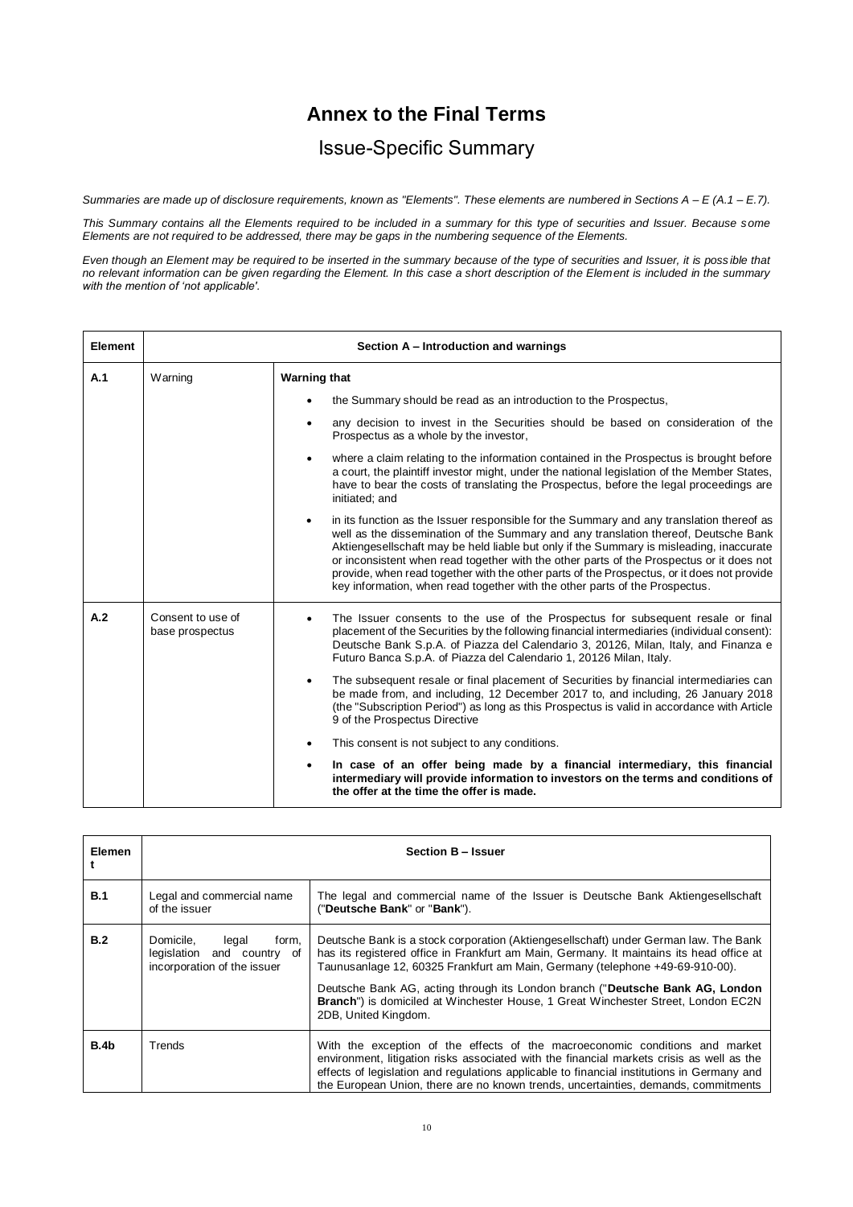# Annex to the Final Terms

## Issue-Specific Summary

*Summaries are made up of disclosure requirements, known as "Elements". These elements are numbered in Sections A – E (A.1 – E.7).*

*This Summary contains all the Elements required to be included in a summary for this type of securities and Issuer. Because some Elements are not required to be addressed, there may be gaps in the numbering sequence of the Elements.*

*Even though an Element may be required to be inserted in the summary because of the type of securities and Issuer, it is possible that no relevant information can be given regarding the Element. In this case a short description of the Element is included in the summary with the mention of 'not applicable'.*

| Element | Section A – Introduction and warnings | |
|---|---|---|
| A.1 | Warning | **Warning that**<br>• the Summary should be read as an introduction to the Prospectus,<br>• any decision to invest in the Securities should be based on consideration of the Prospectus as a whole by the investor,<br>• where a claim relating to the information contained in the Prospectus is brought before a court, the plaintiff investor might, under the national legislation of the Member States, have to bear the costs of translating the Prospectus, before the legal proceedings are initiated; and<br>• in its function as the Issuer responsible for the Summary and any translation thereof as well as the dissemination of the Summary and any translation thereof, Deutsche Bank Aktiengesellschaft may be held liable but only if the Summary is misleading, inaccurate or inconsistent when read together with the other parts of the Prospectus or it does not provide, when read together with the other parts of the Prospectus, or it does not provide key information, when read together with the other parts of the Prospectus. |
| A.2 | Consent to use of base prospectus | • The Issuer consents to the use of the Prospectus for subsequent resale or final placement of the Securities by the following financial intermediaries (individual consent): Deutsche Bank S.p.A. of Piazza del Calendario 3, 20126, Milan, Italy, and Finanza e Futuro Banca S.p.A. of Piazza del Calendario 1, 20126 Milan, Italy.<br>• The subsequent resale or final placement of Securities by financial intermediaries can be made from, and including, 12 December 2017 to, and including, 26 January 2018 (the "Subscription Period") as long as this Prospectus is valid in accordance with Article 9 of the Prospectus Directive<br>• This consent is not subject to any conditions.<br>• **In case of an offer being made by a financial intermediary, this financial intermediary will provide information to investors on the terms and conditions of the offer at the time the offer is made.** |

| Element | Section B – Issuer | |
|---|---|---|
| B.1 | Legal and commercial name of the issuer | The legal and commercial name of the Issuer is Deutsche Bank Aktiengesellschaft ("**Deutsche Bank**" or "**Bank**"). |
| B.2 | Domicile, legal form, legislation and country of incorporation of the issuer | Deutsche Bank is a stock corporation (Aktiengesellschaft) under German law. The Bank has its registered office in Frankfurt am Main, Germany. It maintains its head office at Taunusanlage 12, 60325 Frankfurt am Main, Germany (telephone +49-69-910-00).<br><br>Deutsche Bank AG, acting through its London branch ("**Deutsche Bank AG, London Branch**") is domiciled at Winchester House, 1 Great Winchester Street, London EC2N 2DB, United Kingdom. |
| B.4b | Trends | With the exception of the effects of the macroeconomic conditions and market environment, litigation risks associated with the financial markets crisis as well as the effects of legislation and regulations applicable to financial institutions in Germany and the European Union, there are no known trends, uncertainties, demands, commitments |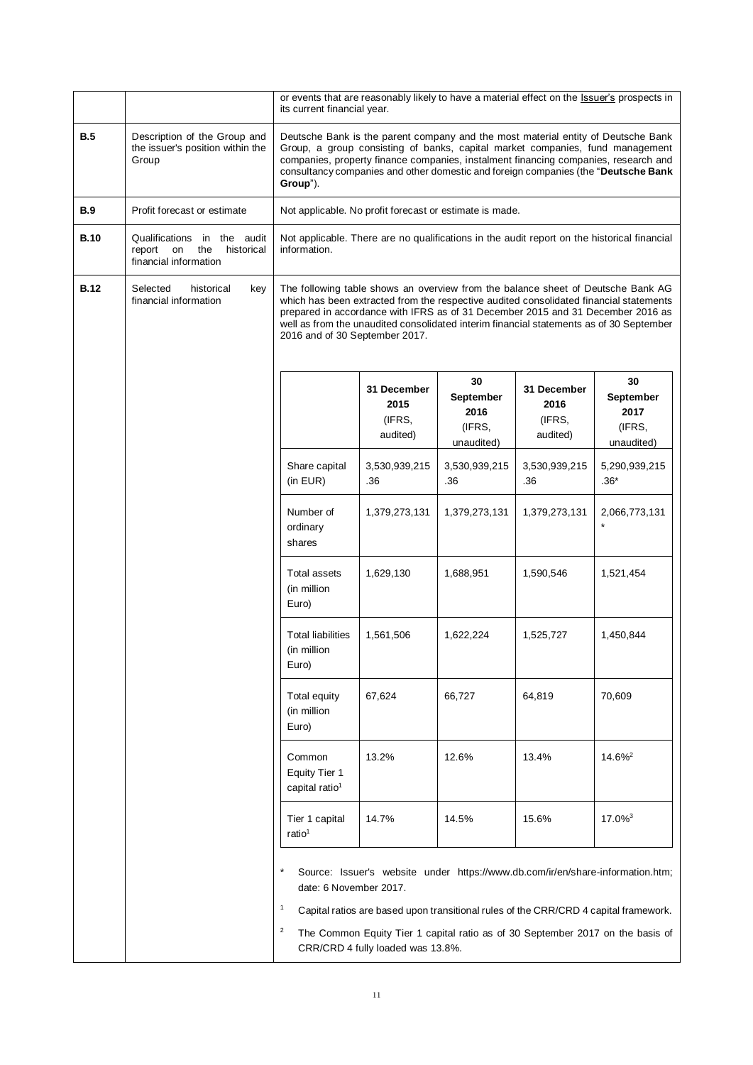| | | |
|---|---|---|
| | | or events that are reasonably likely to have a material effect on the Issuer's prospects in its current financial year. |
| **B.5** | Description of the Group and the issuer's position within the Group | Deutsche Bank is the parent company and the most material entity of Deutsche Bank Group, a group consisting of banks, capital market companies, fund management companies, property finance companies, instalment financing companies, research and consultancy companies and other domestic and foreign companies (the "**Deutsche Bank Group**"). |
| **B.9** | Profit forecast or estimate | Not applicable. No profit forecast or estimate is made. |
| **B.10** | Qualifications in the audit report on the historical financial information | Not applicable. There are no qualifications in the audit report on the historical financial information. |
| **B.12** | Selected historical key financial information | The following table shows an overview from the balance sheet of Deutsche Bank AG which has been extracted from the respective audited consolidated financial statements prepared in accordance with IFRS as of 31 December 2015 and 31 December 2016 as well as from the unaudited consolidated interim financial statements as of 30 September 2016 and of 30 September 2017. |

| | **31 December 2015** (IFRS, audited) | **30 September 2016** (IFRS, unaudited) | **31 December 2016** (IFRS, audited) | **30 September 2017** (IFRS, unaudited) |
|---|---|---|---|---|
| Share capital (in EUR) | 3,530,939,215.36 | 3,530,939,215.36 | 3,530,939,215.36 | 5,290,939,215.36* |
| Number of ordinary shares | 1,379,273,131 | 1,379,273,131 | 1,379,273,131 | 2,066,773,131* |
| Total assets (in million Euro) | 1,629,130 | 1,688,951 | 1,590,546 | 1,521,454 |
| Total liabilities (in million Euro) | 1,561,506 | 1,622,224 | 1,525,727 | 1,450,844 |
| Total equity (in million Euro) | 67,624 | 66,727 | 64,819 | 70,609 |
| Common Equity Tier 1 capital ratio[1] | 13.2% | 12.6% | 13.4% | 14.6%[2] |
| Tier 1 capital ratio[1] | 14.7% | 14.5% | 15.6% | 17.0%[3] |

\* Source: Issuer's website under https://www.db.com/ir/en/share-information.htm; date: 6 November 2017.

[1] Capital ratios are based upon transitional rules of the CRR/CRD 4 capital framework.

[2] The Common Equity Tier 1 capital ratio as of 30 September 2017 on the basis of CRR/CRD 4 fully loaded was 13.8%.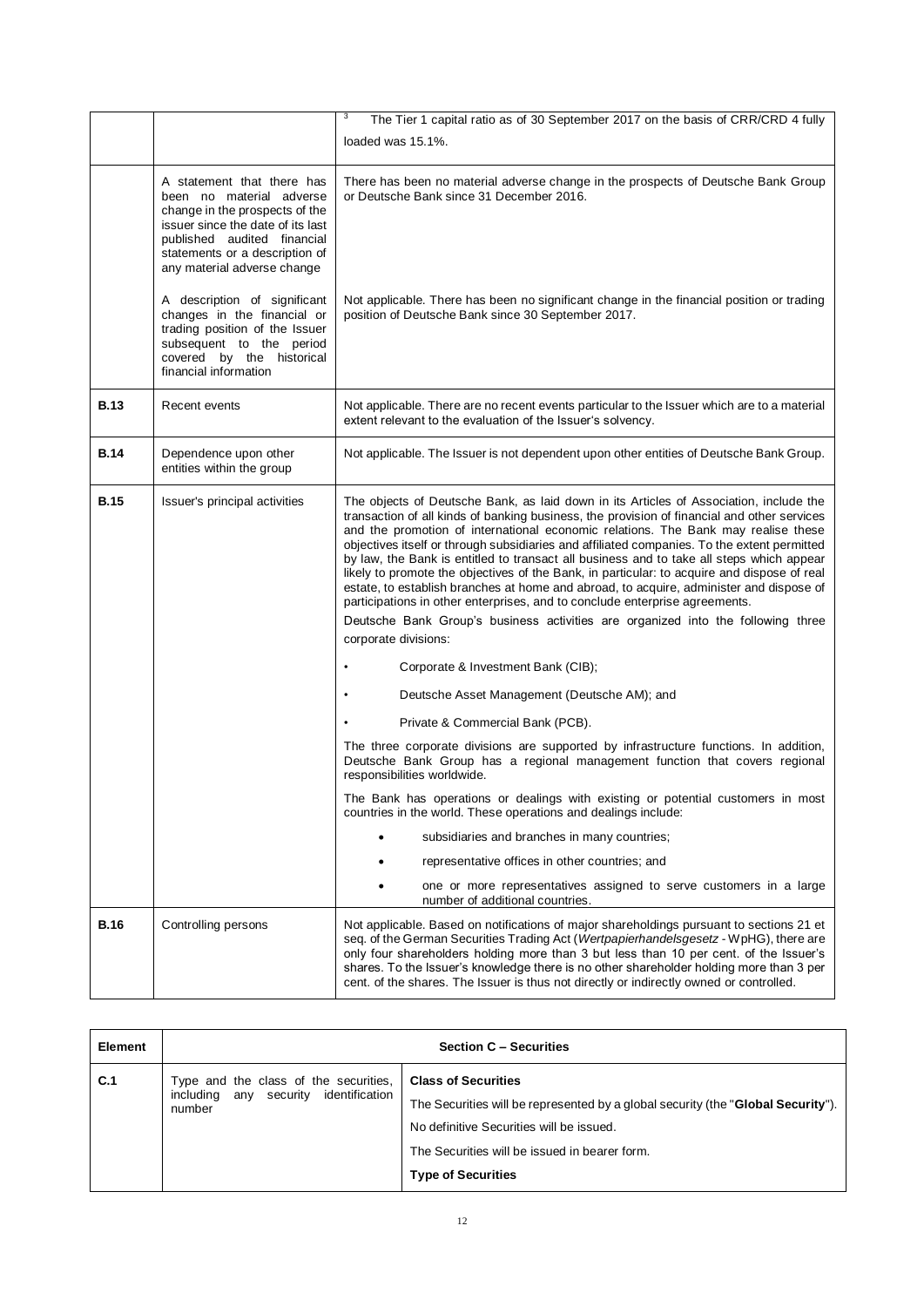| | | |
|---|---|---|
| | | [3] The Tier 1 capital ratio as of 30 September 2017 on the basis of CRR/CRD 4 fully loaded was 15.1%. |
| | A statement that there has been no material adverse change in the prospects of the issuer since the date of its last published audited financial statements or a description of any material adverse change | There has been no material adverse change in the prospects of Deutsche Bank Group or Deutsche Bank since 31 December 2016. |
| | A description of significant changes in the financial or trading position of the Issuer subsequent to the period covered by the historical financial information | Not applicable. There has been no significant change in the financial position or trading position of Deutsche Bank since 30 September 2017. |
| **B.13** | Recent events | Not applicable. There are no recent events particular to the Issuer which are to a material extent relevant to the evaluation of the Issuer's solvency. |
| **B.14** | Dependence upon other entities within the group | Not applicable. The Issuer is not dependent upon other entities of Deutsche Bank Group. |
| **B.15** | Issuer's principal activities | The objects of Deutsche Bank, as laid down in its Articles of Association, include the transaction of all kinds of banking business, the provision of financial and other services and the promotion of international economic relations. The Bank may realise these objectives itself or through subsidiaries and affiliated companies. To the extent permitted by law, the Bank is entitled to transact all business and to take all steps which appear likely to promote the objectives of the Bank, in particular: to acquire and dispose of real estate, to establish branches at home and abroad, to acquire, administer and dispose of participations in other enterprises, and to conclude enterprise agreements.<br><br>Deutsche Bank Group's business activities are organized into the following three corporate divisions:<br><br>• Corporate & Investment Bank (CIB);<br>• Deutsche Asset Management (Deutsche AM); and<br>• Private & Commercial Bank (PCB).<br><br>The three corporate divisions are supported by infrastructure functions. In addition, Deutsche Bank Group has a regional management function that covers regional responsibilities worldwide.<br><br>The Bank has operations or dealings with existing or potential customers in most countries in the world. These operations and dealings include:<br><br>• subsidiaries and branches in many countries;<br>• representative offices in other countries; and<br>• one or more representatives assigned to serve customers in a large number of additional countries. |
| **B.16** | Controlling persons | Not applicable. Based on notifications of major shareholdings pursuant to sections 21 et seq. of the German Securities Trading Act (*Wertpapierhandelsgesetz* - WpHG), there are only four shareholders holding more than 3 but less than 10 per cent. of the Issuer's shares. To the Issuer's knowledge there is no other shareholder holding more than 3 per cent. of the shares. The Issuer is thus not directly or indirectly owned or controlled. |

| **Element** | **Section C – Securities** | |
|---|---|---|
| **C.1** | Type and the class of the securities, including any security identification number | **Class of Securities**<br><br>The Securities will be represented by a global security (the "**Global Security**").<br><br>No definitive Securities will be issued.<br><br>The Securities will be issued in bearer form.<br><br>**Type of Securities** |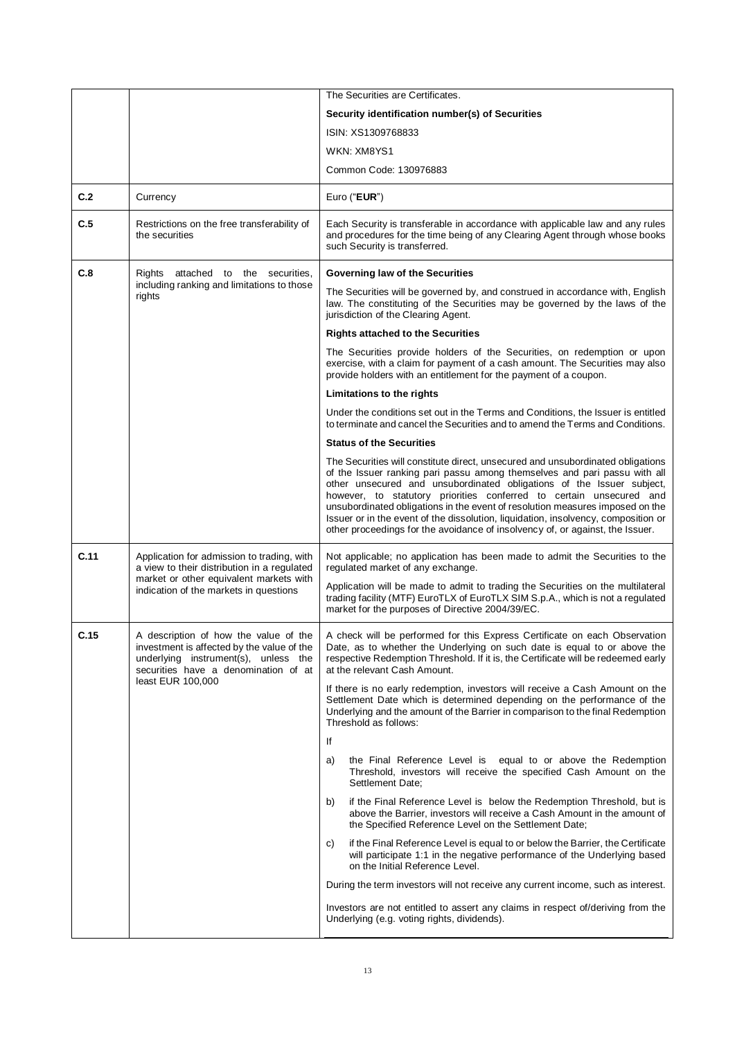| | | |
|---|---|---|
| | | The Securities are Certificates.<br>**Security identification number(s) of Securities**<br>ISIN: XS1309768833<br>WKN: XM8YS1<br>Common Code: 130976883 |
| **C.2** | Currency | Euro ("**EUR**") |
| **C.5** | Restrictions on the free transferability of the securities | Each Security is transferable in accordance with applicable law and any rules and procedures for the time being of any Clearing Agent through whose books such Security is transferred. |
| **C.8** | Rights attached to the securities, including ranking and limitations to those rights | **Governing law of the Securities**<br>The Securities will be governed by, and construed in accordance with, English law. The constituting of the Securities may be governed by the laws of the jurisdiction of the Clearing Agent.<br>**Rights attached to the Securities**<br>The Securities provide holders of the Securities, on redemption or upon exercise, with a claim for payment of a cash amount. The Securities may also provide holders with an entitlement for the payment of a coupon.<br>**Limitations to the rights**<br>Under the conditions set out in the Terms and Conditions, the Issuer is entitled to terminate and cancel the Securities and to amend the Terms and Conditions.<br>**Status of the Securities**<br>The Securities will constitute direct, unsecured and unsubordinated obligations of the Issuer ranking pari passu among themselves and pari passu with all other unsecured and unsubordinated obligations of the Issuer subject, however, to statutory priorities conferred to certain unsecured and unsubordinated obligations in the event of resolution measures imposed on the Issuer or in the event of the dissolution, liquidation, insolvency, composition or other proceedings for the avoidance of insolvency of, or against, the Issuer. |
| **C.11** | Application for admission to trading, with a view to their distribution in a regulated market or other equivalent markets with indication of the markets in questions | Not applicable; no application has been made to admit the Securities to the regulated market of any exchange.<br>Application will be made to admit to trading the Securities on the multilateral trading facility (MTF) EuroTLX of EuroTLX SIM S.p.A., which is not a regulated market for the purposes of Directive 2004/39/EC. |
| **C.15** | A description of how the value of the investment is affected by the value of the underlying instrument(s), unless the securities have a denomination of at least EUR 100,000 | A check will be performed for this Express Certificate on each Observation Date, as to whether the Underlying on such date is equal to or above the respective Redemption Threshold. If it is, the Certificate will be redeemed early at the relevant Cash Amount.<br>If there is no early redemption, investors will receive a Cash Amount on the Settlement Date which is determined depending on the performance of the Underlying and the amount of the Barrier in comparison to the final Redemption Threshold as follows:<br>If<br>a) the Final Reference Level is equal to or above the Redemption Threshold, investors will receive the specified Cash Amount on the Settlement Date;<br>b) if the Final Reference Level is below the Redemption Threshold, but is above the Barrier, investors will receive a Cash Amount in the amount of the Specified Reference Level on the Settlement Date;<br>c) if the Final Reference Level is equal to or below the Barrier, the Certificate will participate 1:1 in the negative performance of the Underlying based on the Initial Reference Level.<br>During the term investors will not receive any current income, such as interest.<br>Investors are not entitled to assert any claims in respect of/deriving from the Underlying (e.g. voting rights, dividends). |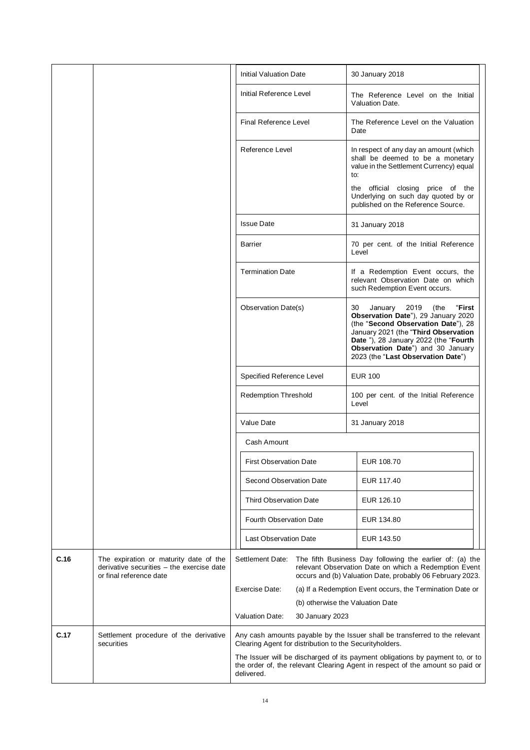| | | | |
|---|---|---|---|
| | | Initial Valuation Date | 30 January 2018 |
| | | Initial Reference Level | The Reference Level on the Initial Valuation Date. |
| | | Final Reference Level | The Reference Level on the Valuation Date |
| | | Reference Level | In respect of any day an amount (which shall be deemed to be a monetary value in the Settlement Currency) equal to:<br><br>the official closing price of the Underlying on such day quoted by or published on the Reference Source. |
| | | Issue Date | 31 January 2018 |
| | | Barrier | 70 per cent. of the Initial Reference Level |
| | | Termination Date | If a Redemption Event occurs, the relevant Observation Date on which such Redemption Event occurs. |
| | | Observation Date(s) | 30 January 2019 (the "**First Observation Date**"), 29 January 2020 (the "**Second Observation Date**"), 28 January 2021 (the "**Third Observation Date** "), 28 January 2022 (the "**Fourth Observation Date**") and 30 January 2023 (the "**Last Observation Date**") |
| | | Specified Reference Level | EUR 100 |
| | | Redemption Threshold | 100 per cent. of the Initial Reference Level |
| | | Value Date | 31 January 2018 |
| | | Cash Amount | |
| | | First Observation Date | EUR 108.70 |
| | | Second Observation Date | EUR 117.40 |
| | | Third Observation Date | EUR 126.10 |
| | | Fourth Observation Date | EUR 134.80 |
| | | Last Observation Date | EUR 143.50 |
| **C.16** | The expiration or maturity date of the derivative securities – the exercise date or final reference date | Settlement Date: | The fifth Business Day following the earlier of: (a) the relevant Observation Date on which a Redemption Event occurs and (b) Valuation Date, probably 06 February 2023. |
| | | Exercise Date: | (a) If a Redemption Event occurs, the Termination Date or<br><br>(b) otherwise the Valuation Date |
| | | Valuation Date: | 30 January 2023 |
| **C.17** | Settlement procedure of the derivative securities | Any cash amounts payable by the Issuer shall be transferred to the relevant Clearing Agent for distribution to the Securityholders.<br><br>The Issuer will be discharged of its payment obligations by payment to, or to the order of, the relevant Clearing Agent in respect of the amount so paid or delivered. | |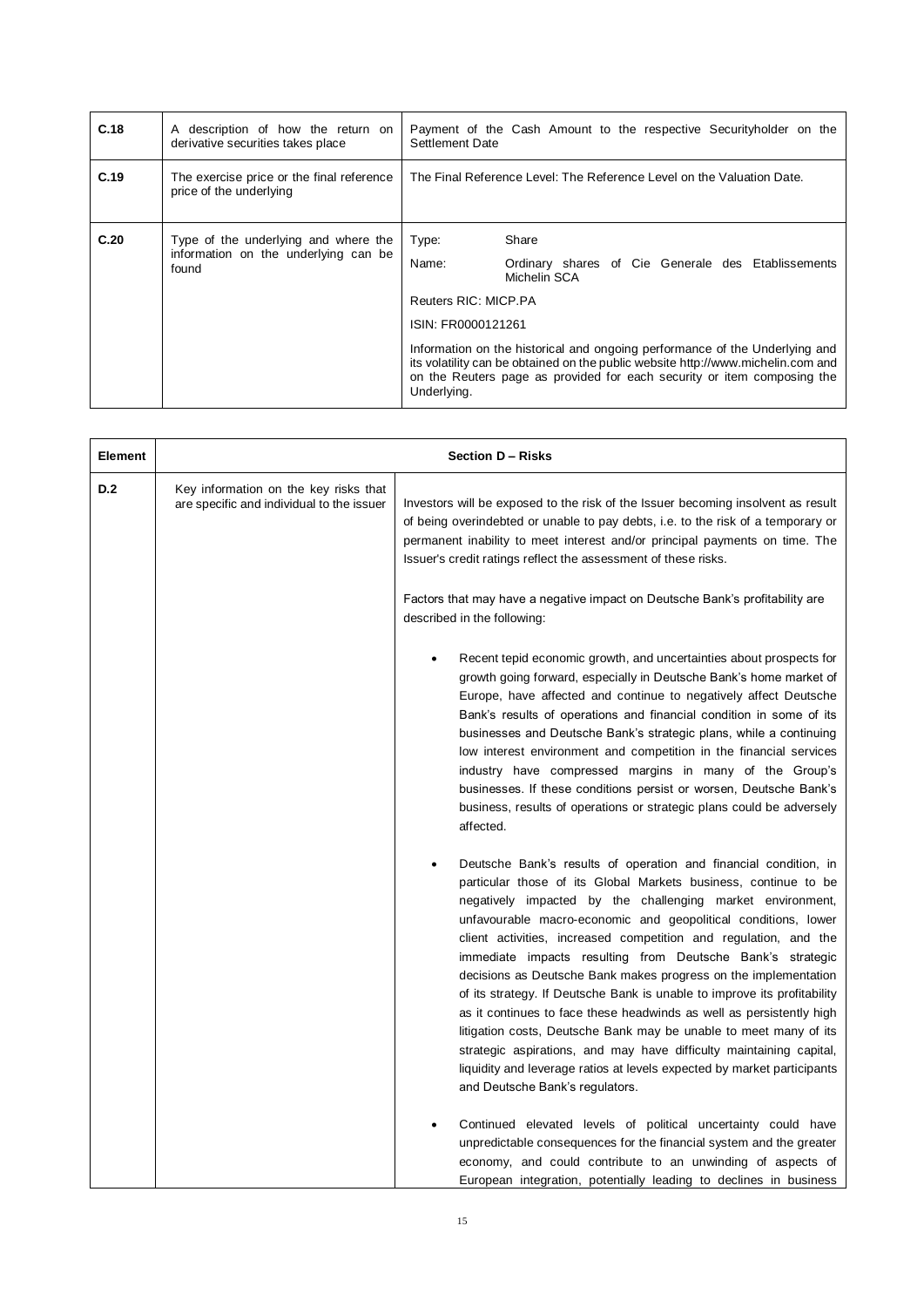| | | |
|---|---|---|
| **C.18** | A description of how the return on derivative securities takes place | Payment of the Cash Amount to the respective Securityholder on the Settlement Date |
| **C.19** | The exercise price or the final reference price of the underlying | The Final Reference Level: The Reference Level on the Valuation Date. |
| **C.20** | Type of the underlying and where the information on the underlying can be found | Type: Share<br><br>Name: Ordinary shares of Cie Generale des Etablissements Michelin SCA<br><br>Reuters RIC: MICP.PA<br><br>ISIN: FR0000121261<br><br>Information on the historical and ongoing performance of the Underlying and its volatility can be obtained on the public website http://www.michelin.com and on the Reuters page as provided for each security or item composing the Underlying. |

| **Element** | **Section D – Risks** | |
|---|---|---|
| **D.2** | Key information on the key risks that are specific and individual to the issuer | Investors will be exposed to the risk of the Issuer becoming insolvent as result of being overindebted or unable to pay debts, i.e. to the risk of a temporary or permanent inability to meet interest and/or principal payments on time. The Issuer's credit ratings reflect the assessment of these risks.<br><br>Factors that may have a negative impact on Deutsche Bank's profitability are described in the following:<br><br>• Recent tepid economic growth, and uncertainties about prospects for growth going forward, especially in Deutsche Bank's home market of Europe, have affected and continue to negatively affect Deutsche Bank's results of operations and financial condition in some of its businesses and Deutsche Bank's strategic plans, while a continuing low interest environment and competition in the financial services industry have compressed margins in many of the Group's businesses. If these conditions persist or worsen, Deutsche Bank's business, results of operations or strategic plans could be adversely affected.<br><br>• Deutsche Bank's results of operation and financial condition, in particular those of its Global Markets business, continue to be negatively impacted by the challenging market environment, unfavourable macro-economic and geopolitical conditions, lower client activities, increased competition and regulation, and the immediate impacts resulting from Deutsche Bank's strategic decisions as Deutsche Bank makes progress on the implementation of its strategy. If Deutsche Bank is unable to improve its profitability as it continues to face these headwinds as well as persistently high litigation costs, Deutsche Bank may be unable to meet many of its strategic aspirations, and may have difficulty maintaining capital, liquidity and leverage ratios at levels expected by market participants and Deutsche Bank's regulators.<br><br>• Continued elevated levels of political uncertainty could have unpredictable consequences for the financial system and the greater economy, and could contribute to an unwinding of aspects of European integration, potentially leading to declines in business |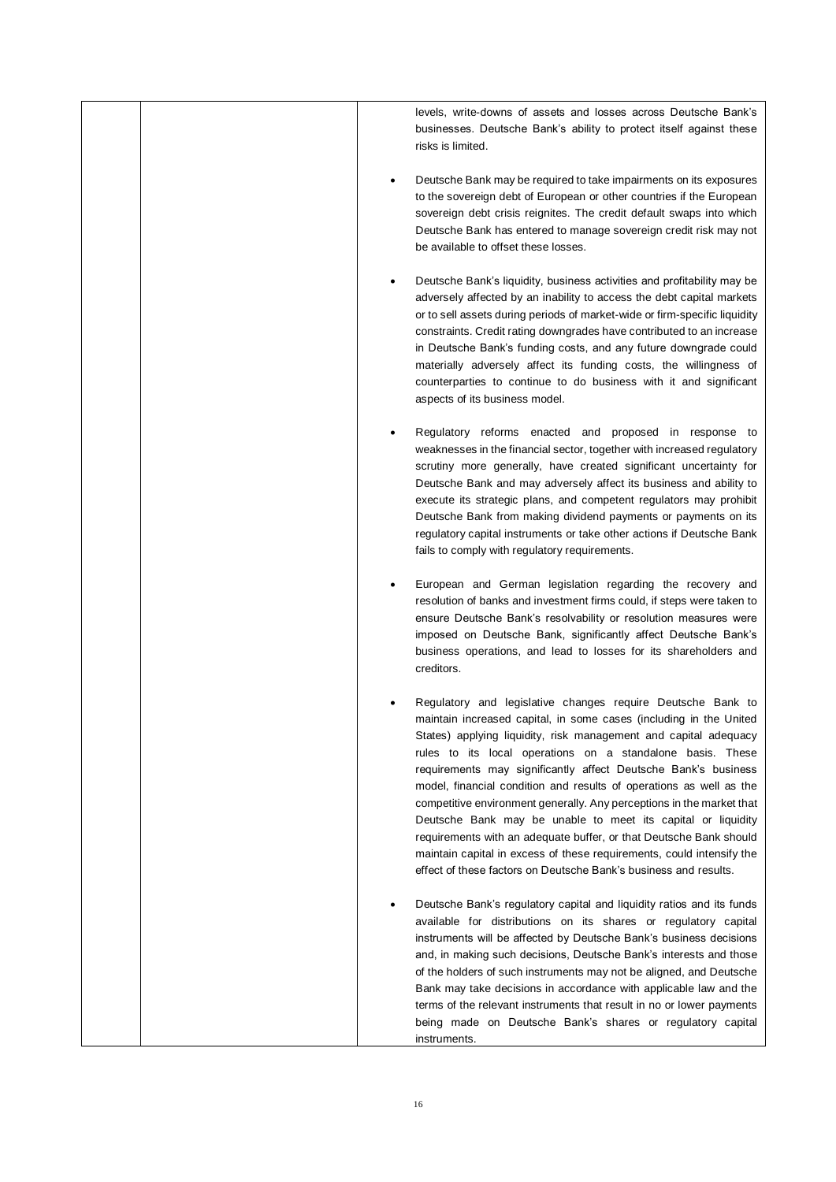| | | levels, write-downs of assets and losses across Deutsche Bank's businesses. Deutsche Bank's ability to protect itself against these risks is limited.<br><br>• Deutsche Bank may be required to take impairments on its exposures to the sovereign debt of European or other countries if the European sovereign debt crisis reignites. The credit default swaps into which Deutsche Bank has entered to manage sovereign credit risk may not be available to offset these losses.<br><br>• Deutsche Bank's liquidity, business activities and profitability may be adversely affected by an inability to access the debt capital markets or to sell assets during periods of market-wide or firm-specific liquidity constraints. Credit rating downgrades have contributed to an increase in Deutsche Bank's funding costs, and any future downgrade could materially adversely affect its funding costs, the willingness of counterparties to continue to do business with it and significant aspects of its business model.<br><br>• Regulatory reforms enacted and proposed in response to weaknesses in the financial sector, together with increased regulatory scrutiny more generally, have created significant uncertainty for Deutsche Bank and may adversely affect its business and ability to execute its strategic plans, and competent regulators may prohibit Deutsche Bank from making dividend payments or payments on its regulatory capital instruments or take other actions if Deutsche Bank fails to comply with regulatory requirements.<br><br>• European and German legislation regarding the recovery and resolution of banks and investment firms could, if steps were taken to ensure Deutsche Bank's resolvability or resolution measures were imposed on Deutsche Bank, significantly affect Deutsche Bank's business operations, and lead to losses for its shareholders and creditors.<br><br>• Regulatory and legislative changes require Deutsche Bank to maintain increased capital, in some cases (including in the United States) applying liquidity, risk management and capital adequacy rules to its local operations on a standalone basis. These requirements may significantly affect Deutsche Bank's business model, financial condition and results of operations as well as the competitive environment generally. Any perceptions in the market that Deutsche Bank may be unable to meet its capital or liquidity requirements with an adequate buffer, or that Deutsche Bank should maintain capital in excess of these requirements, could intensify the effect of these factors on Deutsche Bank's business and results.<br><br>• Deutsche Bank's regulatory capital and liquidity ratios and its funds available for distributions on its shares or regulatory capital instruments will be affected by Deutsche Bank's business decisions and, in making such decisions, Deutsche Bank's interests and those of the holders of such instruments may not be aligned, and Deutsche Bank may take decisions in accordance with applicable law and the terms of the relevant instruments that result in no or lower payments being made on Deutsche Bank's shares or regulatory capital instruments. |
|---|---|---|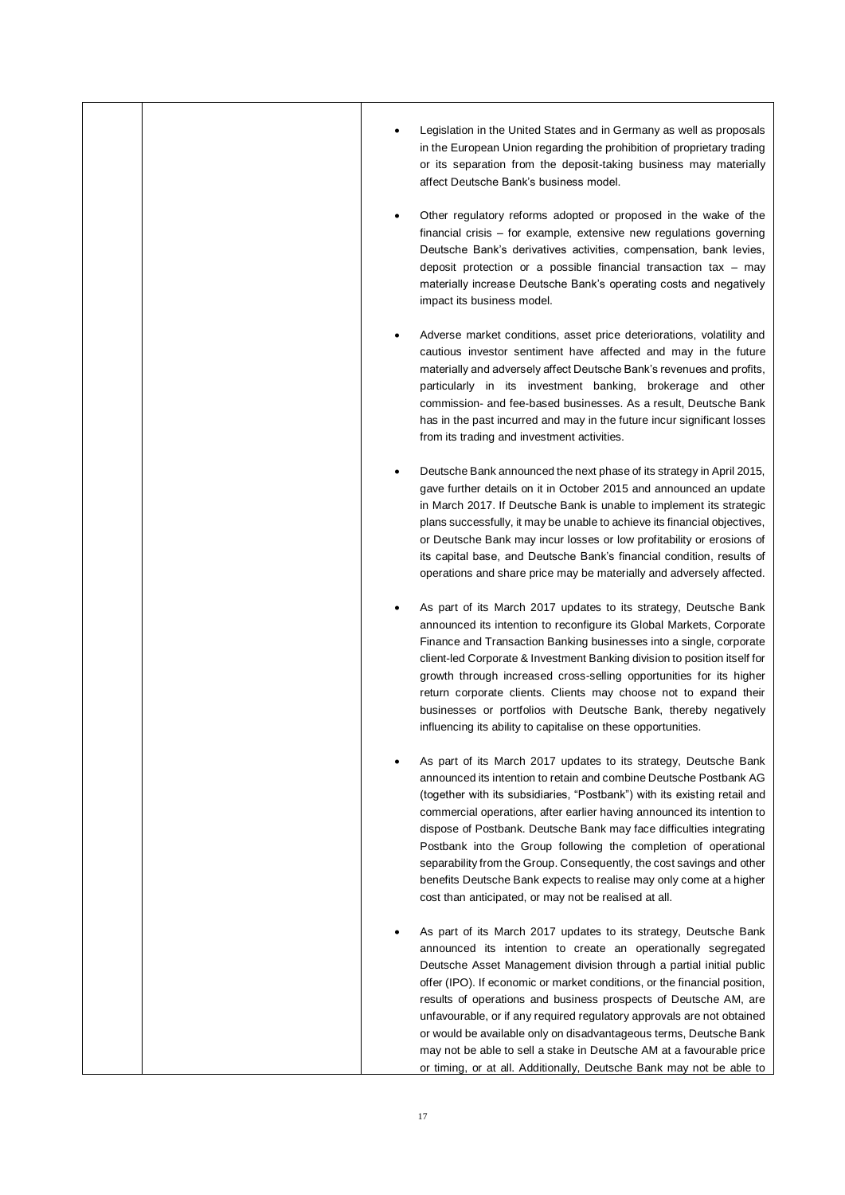| | | |
|---|---|---|
| | | • Legislation in the United States and in Germany as well as proposals in the European Union regarding the prohibition of proprietary trading or its separation from the deposit-taking business may materially affect Deutsche Bank's business model.<br><br>• Other regulatory reforms adopted or proposed in the wake of the financial crisis – for example, extensive new regulations governing Deutsche Bank's derivatives activities, compensation, bank levies, deposit protection or a possible financial transaction tax – may materially increase Deutsche Bank's operating costs and negatively impact its business model.<br><br>• Adverse market conditions, asset price deteriorations, volatility and cautious investor sentiment have affected and may in the future materially and adversely affect Deutsche Bank's revenues and profits, particularly in its investment banking, brokerage and other commission- and fee-based businesses. As a result, Deutsche Bank has in the past incurred and may in the future incur significant losses from its trading and investment activities.<br><br>• Deutsche Bank announced the next phase of its strategy in April 2015, gave further details on it in October 2015 and announced an update in March 2017. If Deutsche Bank is unable to implement its strategic plans successfully, it may be unable to achieve its financial objectives, or Deutsche Bank may incur losses or low profitability or erosions of its capital base, and Deutsche Bank's financial condition, results of operations and share price may be materially and adversely affected.<br><br>• As part of its March 2017 updates to its strategy, Deutsche Bank announced its intention to reconfigure its Global Markets, Corporate Finance and Transaction Banking businesses into a single, corporate client-led Corporate & Investment Banking division to position itself for growth through increased cross-selling opportunities for its higher return corporate clients. Clients may choose not to expand their businesses or portfolios with Deutsche Bank, thereby negatively influencing its ability to capitalise on these opportunities.<br><br>• As part of its March 2017 updates to its strategy, Deutsche Bank announced its intention to retain and combine Deutsche Postbank AG (together with its subsidiaries, "Postbank") with its existing retail and commercial operations, after earlier having announced its intention to dispose of Postbank. Deutsche Bank may face difficulties integrating Postbank into the Group following the completion of operational separability from the Group. Consequently, the cost savings and other benefits Deutsche Bank expects to realise may only come at a higher cost than anticipated, or may not be realised at all.<br><br>• As part of its March 2017 updates to its strategy, Deutsche Bank announced its intention to create an operationally segregated Deutsche Asset Management division through a partial initial public offer (IPO). If economic or market conditions, or the financial position, results of operations and business prospects of Deutsche AM, are unfavourable, or if any required regulatory approvals are not obtained or would be available only on disadvantageous terms, Deutsche Bank may not be able to sell a stake in Deutsche AM at a favourable price or timing, or at all. Additionally, Deutsche Bank may not be able to |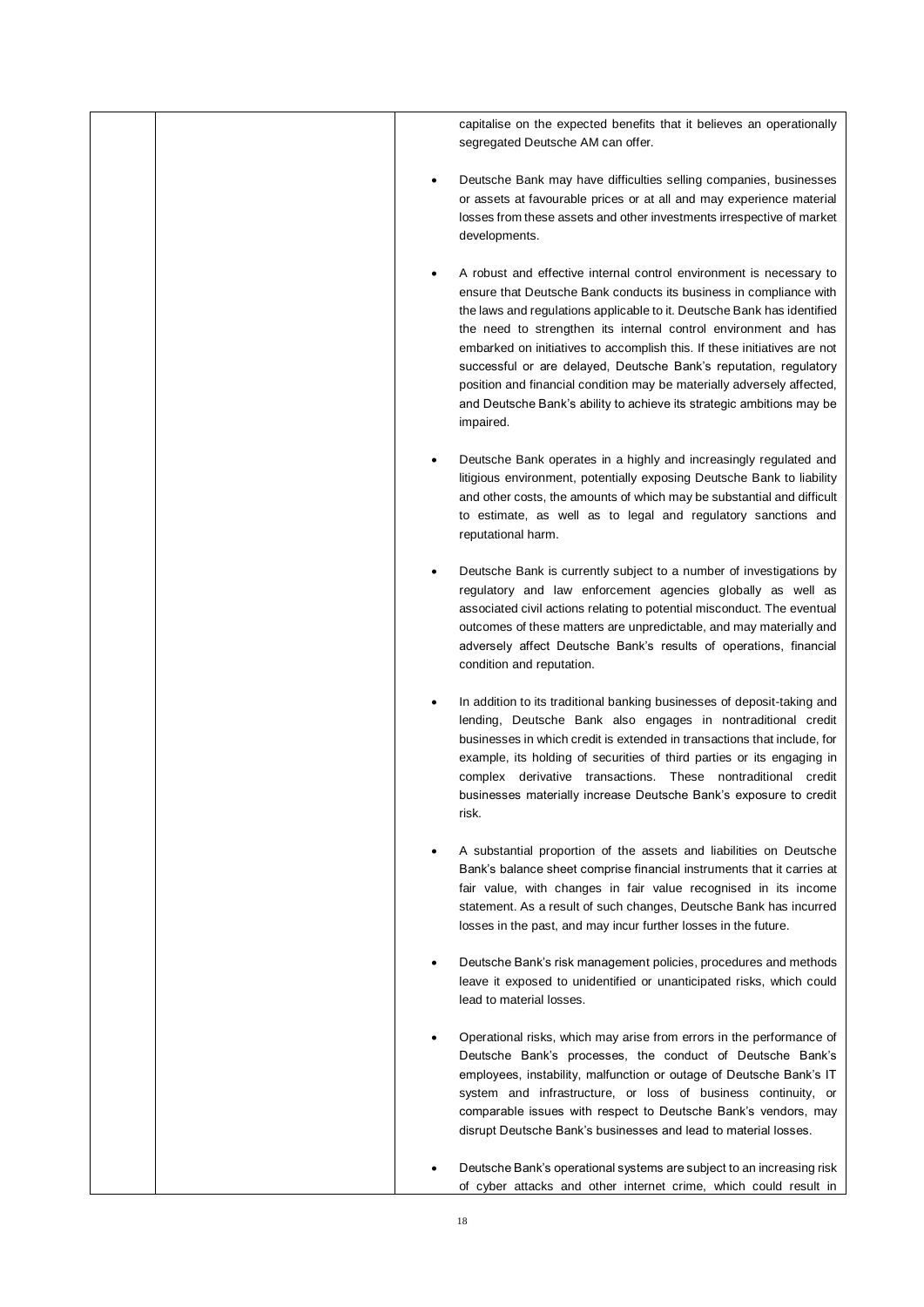| | | capitalise on the expected benefits that it believes an operationally segregated Deutsche AM can offer.<br><br>• Deutsche Bank may have difficulties selling companies, businesses or assets at favourable prices or at all and may experience material losses from these assets and other investments irrespective of market developments.<br><br>• A robust and effective internal control environment is necessary to ensure that Deutsche Bank conducts its business in compliance with the laws and regulations applicable to it. Deutsche Bank has identified the need to strengthen its internal control environment and has embarked on initiatives to accomplish this. If these initiatives are not successful or are delayed, Deutsche Bank's reputation, regulatory position and financial condition may be materially adversely affected, and Deutsche Bank's ability to achieve its strategic ambitions may be impaired.<br><br>• Deutsche Bank operates in a highly and increasingly regulated and litigious environment, potentially exposing Deutsche Bank to liability and other costs, the amounts of which may be substantial and difficult to estimate, as well as to legal and regulatory sanctions and reputational harm.<br><br>• Deutsche Bank is currently subject to a number of investigations by regulatory and law enforcement agencies globally as well as associated civil actions relating to potential misconduct. The eventual outcomes of these matters are unpredictable, and may materially and adversely affect Deutsche Bank's results of operations, financial condition and reputation.<br><br>• In addition to its traditional banking businesses of deposit-taking and lending, Deutsche Bank also engages in nontraditional credit businesses in which credit is extended in transactions that include, for example, its holding of securities of third parties or its engaging in complex derivative transactions. These nontraditional credit businesses materially increase Deutsche Bank's exposure to credit risk.<br><br>• A substantial proportion of the assets and liabilities on Deutsche Bank's balance sheet comprise financial instruments that it carries at fair value, with changes in fair value recognised in its income statement. As a result of such changes, Deutsche Bank has incurred losses in the past, and may incur further losses in the future.<br><br>• Deutsche Bank's risk management policies, procedures and methods leave it exposed to unidentified or unanticipated risks, which could lead to material losses.<br><br>• Operational risks, which may arise from errors in the performance of Deutsche Bank's processes, the conduct of Deutsche Bank's employees, instability, malfunction or outage of Deutsche Bank's IT system and infrastructure, or loss of business continuity, or comparable issues with respect to Deutsche Bank's vendors, may disrupt Deutsche Bank's businesses and lead to material losses.<br><br>• Deutsche Bank's operational systems are subject to an increasing risk of cyber attacks and other internet crime, which could result in |
|---|---|---|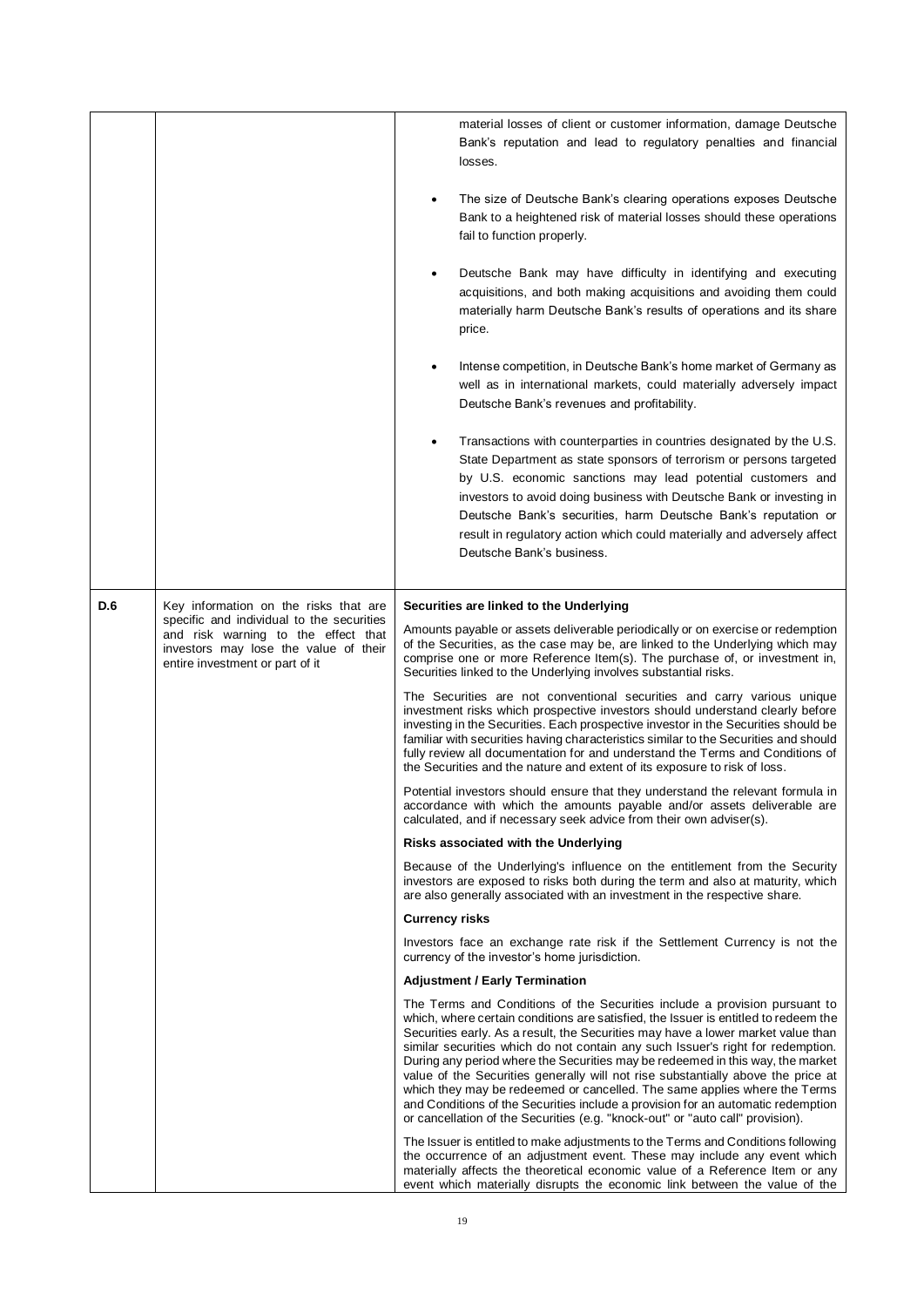|  |  |  |
|---|---|---|
|  |  | material losses of client or customer information, damage Deutsche Bank's reputation and lead to regulatory penalties and financial losses.<br><br>• The size of Deutsche Bank's clearing operations exposes Deutsche Bank to a heightened risk of material losses should these operations fail to function properly.<br><br>• Deutsche Bank may have difficulty in identifying and executing acquisitions, and both making acquisitions and avoiding them could materially harm Deutsche Bank's results of operations and its share price.<br><br>• Intense competition, in Deutsche Bank's home market of Germany as well as in international markets, could materially adversely impact Deutsche Bank's revenues and profitability.<br><br>• Transactions with counterparties in countries designated by the U.S. State Department as state sponsors of terrorism or persons targeted by U.S. economic sanctions may lead potential customers and investors to avoid doing business with Deutsche Bank or investing in Deutsche Bank's securities, harm Deutsche Bank's reputation or result in regulatory action which could materially and adversely affect Deutsche Bank's business. |
| D.6 | Key information on the risks that are specific and individual to the securities and risk warning to the effect that investors may lose the value of their entire investment or part of it | **Securities are linked to the Underlying**<br><br>Amounts payable or assets deliverable periodically or on exercise or redemption of the Securities, as the case may be, are linked to the Underlying which may comprise one or more Reference Item(s). The purchase of, or investment in, Securities linked to the Underlying involves substantial risks.<br><br>The Securities are not conventional securities and carry various unique investment risks which prospective investors should understand clearly before investing in the Securities. Each prospective investor in the Securities should be familiar with securities having characteristics similar to the Securities and should fully review all documentation for and understand the Terms and Conditions of the Securities and the nature and extent of its exposure to risk of loss.<br><br>Potential investors should ensure that they understand the relevant formula in accordance with which the amounts payable and/or assets deliverable are calculated, and if necessary seek advice from their own adviser(s).<br><br>**Risks associated with the Underlying**<br><br>Because of the Underlying's influence on the entitlement from the Security investors are exposed to risks both during the term and also at maturity, which are also generally associated with an investment in the respective share.<br><br>**Currency risks**<br><br>Investors face an exchange rate risk if the Settlement Currency is not the currency of the investor's home jurisdiction.<br><br>**Adjustment / Early Termination**<br><br>The Terms and Conditions of the Securities include a provision pursuant to which, where certain conditions are satisfied, the Issuer is entitled to redeem the Securities early. As a result, the Securities may have a lower market value than similar securities which do not contain any such Issuer's right for redemption. During any period where the Securities may be redeemed in this way, the market value of the Securities generally will not rise substantially above the price at which they may be redeemed or cancelled. The same applies where the Terms and Conditions of the Securities include a provision for an automatic redemption or cancellation of the Securities (e.g. "knock-out" or "auto call" provision).<br><br>The Issuer is entitled to make adjustments to the Terms and Conditions following the occurrence of an adjustment event. These may include any event which materially affects the theoretical economic value of a Reference Item or any event which materially disrupts the economic link between the value of the |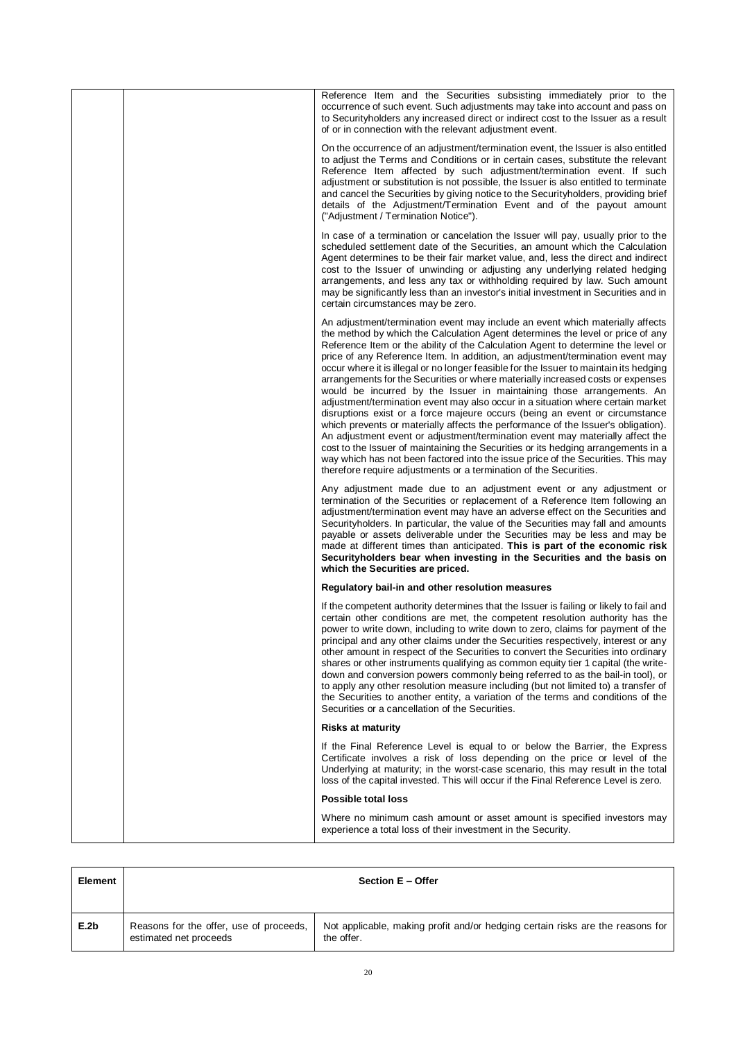| | | |
|---|---|---|
| | | Reference Item and the Securities subsisting immediately prior to the occurrence of such event. Such adjustments may take into account and pass on to Securityholders any increased direct or indirect cost to the Issuer as a result of or in connection with the relevant adjustment event.<br><br>On the occurrence of an adjustment/termination event, the Issuer is also entitled to adjust the Terms and Conditions or in certain cases, substitute the relevant Reference Item affected by such adjustment/termination event. If such adjustment or substitution is not possible, the Issuer is also entitled to terminate and cancel the Securities by giving notice to the Securityholders, providing brief details of the Adjustment/Termination Event and of the payout amount ("Adjustment / Termination Notice").<br><br>In case of a termination or cancelation the Issuer will pay, usually prior to the scheduled settlement date of the Securities, an amount which the Calculation Agent determines to be their fair market value, and, less the direct and indirect cost to the Issuer of unwinding or adjusting any underlying related hedging arrangements, and less any tax or withholding required by law. Such amount may be significantly less than an investor's initial investment in Securities and in certain circumstances may be zero.<br><br>An adjustment/termination event may include an event which materially affects the method by which the Calculation Agent determines the level or price of any Reference Item or the ability of the Calculation Agent to determine the level or price of any Reference Item. In addition, an adjustment/termination event may occur where it is illegal or no longer feasible for the Issuer to maintain its hedging arrangements for the Securities or where materially increased costs or expenses would be incurred by the Issuer in maintaining those arrangements. An adjustment/termination event may also occur in a situation where certain market disruptions exist or a force majeure occurs (being an event or circumstance which prevents or materially affects the performance of the Issuer's obligation). An adjustment event or adjustment/termination event may materially affect the cost to the Issuer of maintaining the Securities or its hedging arrangements in a way which has not been factored into the issue price of the Securities. This may therefore require adjustments or a termination of the Securities.<br><br>Any adjustment made due to an adjustment event or any adjustment or termination of the Securities or replacement of a Reference Item following an adjustment/termination event may have an adverse effect on the Securities and Securityholders. In particular, the value of the Securities may fall and amounts payable or assets deliverable under the Securities may be less and may be made at different times than anticipated. **This is part of the economic risk Securityholders bear when investing in the Securities and the basis on which the Securities are priced.**<br><br>**Regulatory bail-in and other resolution measures**<br><br>If the competent authority determines that the Issuer is failing or likely to fail and certain other conditions are met, the competent resolution authority has the power to write down, including to write down to zero, claims for payment of the principal and any other claims under the Securities respectively, interest or any other amount in respect of the Securities to convert the Securities into ordinary shares or other instruments qualifying as common equity tier 1 capital (the write-down and conversion powers commonly being referred to as the bail-in tool), or to apply any other resolution measure including (but not limited to) a transfer of the Securities to another entity, a variation of the terms and conditions of the Securities or a cancellation of the Securities.<br><br>**Risks at maturity**<br><br>If the Final Reference Level is equal to or below the Barrier, the Express Certificate involves a risk of loss depending on the price or level of the Underlying at maturity; in the worst-case scenario, this may result in the total loss of the capital invested. This will occur if the Final Reference Level is zero.<br><br>**Possible total loss**<br><br>Where no minimum cash amount or asset amount is specified investors may experience a total loss of their investment in the Security. |

| Element | Section E – Offer | |
|---|---|---|
| E.2b | Reasons for the offer, use of proceeds, estimated net proceeds | Not applicable, making profit and/or hedging certain risks are the reasons for the offer. |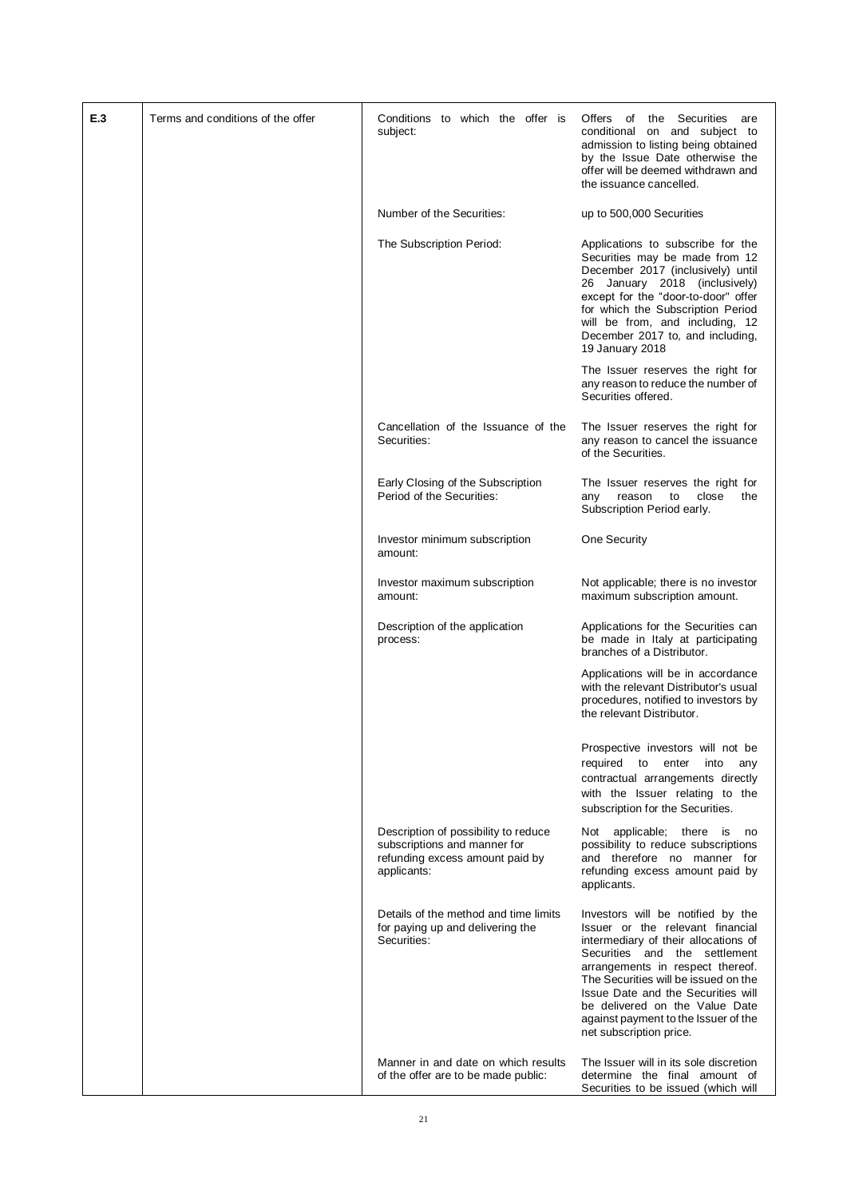| | | | |
|---|---|---|---|
| E.3 | Terms and conditions of the offer | Conditions to which the offer is subject: | Offers of the Securities are conditional on and subject to admission to listing being obtained by the Issue Date otherwise the offer will be deemed withdrawn and the issuance cancelled. |
| | | Number of the Securities: | up to 500,000 Securities |
| | | The Subscription Period: | Applications to subscribe for the Securities may be made from 12 December 2017 (inclusively) until 26 January 2018 (inclusively) except for the "door-to-door" offer for which the Subscription Period will be from, and including, 12 December 2017 to, and including, 19 January 2018<br><br>The Issuer reserves the right for any reason to reduce the number of Securities offered. |
| | | Cancellation of the Issuance of the Securities: | The Issuer reserves the right for any reason to cancel the issuance of the Securities. |
| | | Early Closing of the Subscription Period of the Securities: | The Issuer reserves the right for any reason to close the Subscription Period early. |
| | | Investor minimum subscription amount: | One Security |
| | | Investor maximum subscription amount: | Not applicable; there is no investor maximum subscription amount. |
| | | Description of the application process: | Applications for the Securities can be made in Italy at participating branches of a Distributor.<br><br>Applications will be in accordance with the relevant Distributor's usual procedures, notified to investors by the relevant Distributor.<br><br>Prospective investors will not be required to enter into any contractual arrangements directly with the Issuer relating to the subscription for the Securities. |
| | | Description of possibility to reduce subscriptions and manner for refunding excess amount paid by applicants: | Not applicable; there is no possibility to reduce subscriptions and therefore no manner for refunding excess amount paid by applicants. |
| | | Details of the method and time limits for paying up and delivering the Securities: | Investors will be notified by the Issuer or the relevant financial intermediary of their allocations of Securities and the settlement arrangements in respect thereof. The Securities will be issued on the Issue Date and the Securities will be delivered on the Value Date against payment to the Issuer of the net subscription price. |
| | | Manner in and date on which results of the offer are to be made public: | The Issuer will in its sole discretion determine the final amount of Securities to be issued (which will |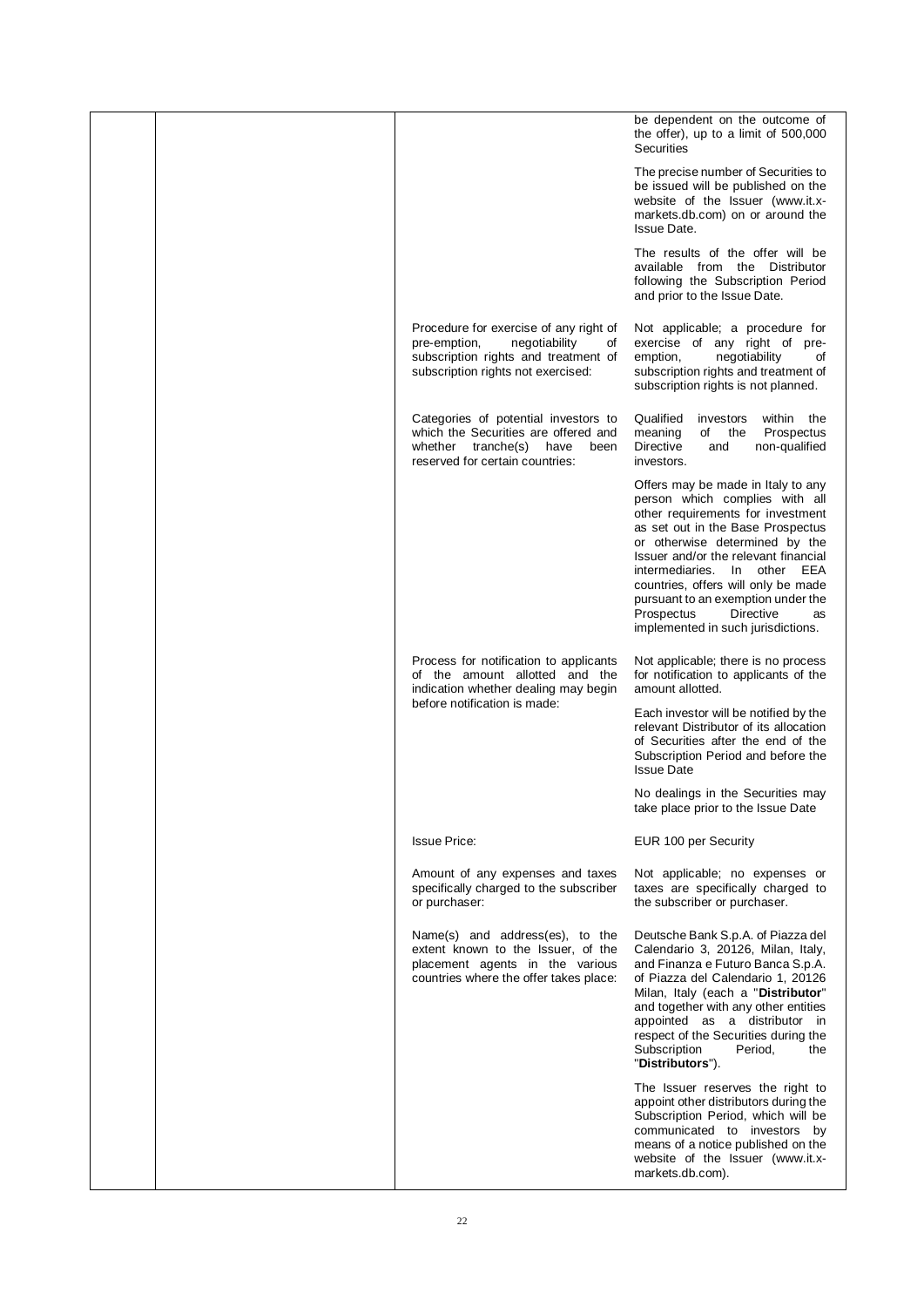| | | | |
|---|---|---|---|
| | | | be dependent on the outcome of the offer), up to a limit of 500,000 Securities<br><br>The precise number of Securities to be issued will be published on the website of the Issuer (www.it.x-markets.db.com) on or around the Issue Date.<br><br>The results of the offer will be available from the Distributor following the Subscription Period and prior to the Issue Date. |
| | | Procedure for exercise of any right of pre-emption, negotiability of subscription rights and treatment of subscription rights not exercised: | Not applicable; a procedure for exercise of any right of pre-emption, negotiability of subscription rights and treatment of subscription rights is not planned. |
| | | Categories of potential investors to which the Securities are offered and whether tranche(s) have been reserved for certain countries: | Qualified investors within the meaning of the Prospectus Directive and non-qualified investors.<br><br>Offers may be made in Italy to any person which complies with all other requirements for investment as set out in the Base Prospectus or otherwise determined by the Issuer and/or the relevant financial intermediaries. In other EEA countries, offers will only be made pursuant to an exemption under the Prospectus Directive as implemented in such jurisdictions. |
| | | Process for notification to applicants of the amount allotted and the indication whether dealing may begin before notification is made: | Not applicable; there is no process for notification to applicants of the amount allotted.<br><br>Each investor will be notified by the relevant Distributor of its allocation of Securities after the end of the Subscription Period and before the Issue Date<br><br>No dealings in the Securities may take place prior to the Issue Date |
| | | Issue Price: | EUR 100 per Security |
| | | Amount of any expenses and taxes specifically charged to the subscriber or purchaser: | Not applicable; no expenses or taxes are specifically charged to the subscriber or purchaser. |
| | | Name(s) and address(es), to the extent known to the Issuer, of the placement agents in the various countries where the offer takes place: | Deutsche Bank S.p.A. of Piazza del Calendario 3, 20126, Milan, Italy, and Finanza e Futuro Banca S.p.A. of Piazza del Calendario 1, 20126 Milan, Italy (each a "**Distributor**" and together with any other entities appointed as a distributor in respect of the Securities during the Subscription Period, the "**Distributors**").<br><br>The Issuer reserves the right to appoint other distributors during the Subscription Period, which will be communicated to investors by means of a notice published on the website of the Issuer (www.it.x-markets.db.com). |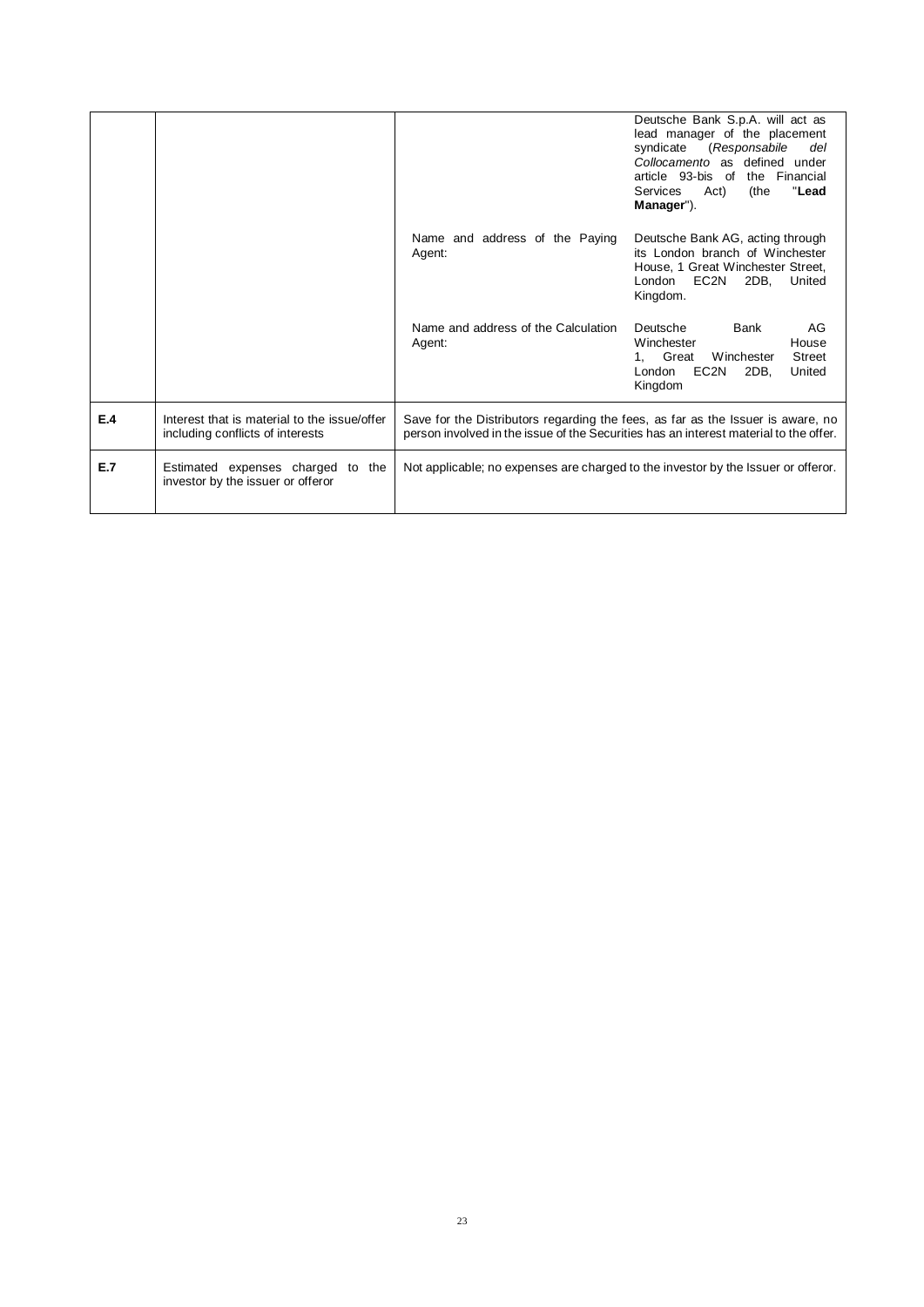| | | | |
|---|---|---|---|
| | | | Deutsche Bank S.p.A. will act as lead manager of the placement syndicate (*Responsabile del Collocamento* as defined under article 93-bis of the Financial Services Act) (the "**Lead Manager**"). |
| | | Name and address of the Paying Agent: | Deutsche Bank AG, acting through its London branch of Winchester House, 1 Great Winchester Street, London EC2N 2DB, United Kingdom. |
| | | Name and address of the Calculation Agent: | Deutsche Bank AG Winchester House 1, Great Winchester Street London EC2N 2DB, United Kingdom |
| **E.4** | Interest that is material to the issue/offer including conflicts of interests | Save for the Distributors regarding the fees, as far as the Issuer is aware, no person involved in the issue of the Securities has an interest material to the offer. | |
| **E.7** | Estimated expenses charged to the investor by the issuer or offeror | Not applicable; no expenses are charged to the investor by the Issuer or offeror. | |